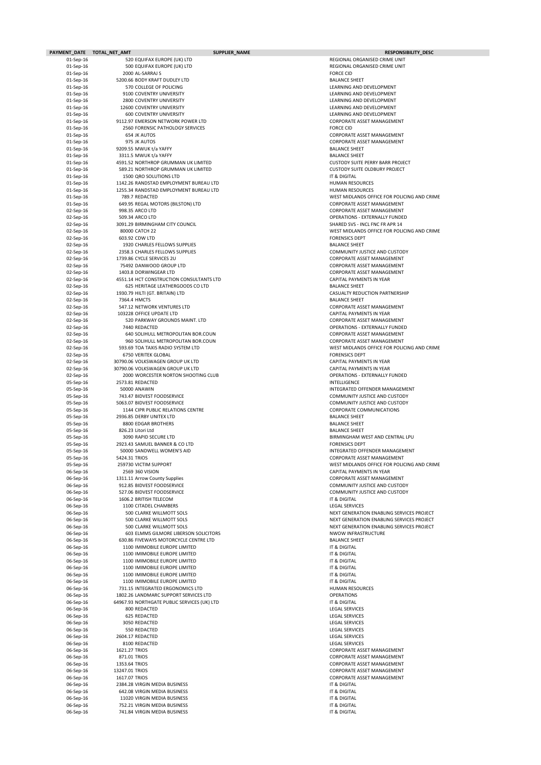| PAYMENT_DATE | TOTAL_NET_AMT | SUPPLIER_NAME | RESPONSIBILITY_DESC |
|---|---|---|---|
| 01-Sep-16 | 520 | EQUIFAX EUROPE (UK) LTD | REGIONAL ORGANISED CRIME UNIT |
| 01-Sep-16 | 500 | EQUIFAX EUROPE (UK) LTD | REGIONAL ORGANISED CRIME UNIT |
| 01-Sep-16 | 2000 | AL-SARRAJ S | FORCE CID |
| 01-Sep-16 | 5200.66 | BODY KRAFT DUDLEY LTD | BALANCE SHEET |
| 01-Sep-16 | 570 | COLLEGE OF POLICING | LEARNING AND DEVELOPMENT |
| 01-Sep-16 | 9100 | COVENTRY UNIVERSITY | LEARNING AND DEVELOPMENT |
| 01-Sep-16 | 2800 | COVENTRY UNIVERSITY | LEARNING AND DEVELOPMENT |
| 01-Sep-16 | 12600 | COVENTRY UNIVERSITY | LEARNING AND DEVELOPMENT |
| 01-Sep-16 | 600 | COVENTRY UNIVERSITY | LEARNING AND DEVELOPMENT |
| 01-Sep-16 | 9112.97 | EMERSON NETWORK POWER LTD | CORPORATE ASSET MANAGEMENT |
| 01-Sep-16 | 2560 | FORENSIC PATHOLOGY SERVICES | FORCE CID |
| 01-Sep-16 | 654 | JK AUTOS | CORPORATE ASSET MANAGEMENT |
| 01-Sep-16 | 975 | JK AUTOS | CORPORATE ASSET MANAGEMENT |
| 01-Sep-16 | 9209.55 | MWUK t/a YAFFY | BALANCE SHEET |
| 01-Sep-16 | 3311.5 | MWUK t/a YAFFY | BALANCE SHEET |
| 01-Sep-16 | 4591.52 | NORTHROP GRUMMAN UK LIMITED | CUSTODY SUITE PERRY BARR PROJECT |
| 01-Sep-16 | 589.21 | NORTHROP GRUMMAN UK LIMITED | CUSTODY SUITE OLDBURY PROJECT |
| 01-Sep-16 | 1500 | QRO SOLUTIONS LTD | IT & DIGITAL |
| 01-Sep-16 | 1142.26 | RANDSTAD EMPLOYMENT BUREAU LTD | HUMAN RESOURCES |
| 01-Sep-16 | 1255.34 | RANDSTAD EMPLOYMENT BUREAU LTD | HUMAN RESOURCES |
| 01-Sep-16 | 789.7 | REDACTED | WEST MIDLANDS OFFICE FOR POLICING AND CRIME |
| 01-Sep-16 | 649.95 | REGAL MOTORS (BILSTON) LTD | CORPORATE ASSET MANAGEMENT |
| 02-Sep-16 | 998.35 | ARCO LTD | CORPORATE ASSET MANAGEMENT |
| 02-Sep-16 | 509.34 | ARCO LTD | OPERATIONS - EXTERNALLY FUNDED |
| 02-Sep-16 | 3091.29 | BIRMINGHAM CITY COUNCIL | SHARED SVS - INCL FNC FR APR 14 |
| 02-Sep-16 | 80000 | CATCH 22 | WEST MIDLANDS OFFICE FOR POLICING AND CRIME |
| 02-Sep-16 | 603.92 | CDW LTD | FORENSICS DEPT |
| 02-Sep-16 | 1920 | CHARLES FELLOWS SUPPLIES | BALANCE SHEET |
| 02-Sep-16 | 2358.3 | CHARLES FELLOWS SUPPLIES | COMMUNITY JUSTICE AND CUSTODY |
| 02-Sep-16 | 1739.86 | CYCLE SERVICES 2U | CORPORATE ASSET MANAGEMENT |
| 02-Sep-16 | 75492 | DANWOOD GROUP LTD | CORPORATE ASSET MANAGEMENT |
| 02-Sep-16 | 1403.8 | DORWINGEAR LTD | CORPORATE ASSET MANAGEMENT |
| 02-Sep-16 | 4551.14 | HCT CONSTRUCTION CONSULTANTS LTD | CAPITAL PAYMENTS IN YEAR |
| 02-Sep-16 | 625 | HERITAGE LEATHERGOODS CO LTD | BALANCE SHEET |
| 02-Sep-16 | 1930.79 | HILTI (GT. BRITAIN) LTD | CASUALTY REDUCTION PARTNERSHIP |
| 02-Sep-16 | 7364.4 | HMCTS | BALANCE SHEET |
| 02-Sep-16 | 547.12 | NETWORK VENTURES LTD | CORPORATE ASSET MANAGEMENT |
| 02-Sep-16 | 103228 | OFFICE UPDATE LTD | CAPITAL PAYMENTS IN YEAR |
| 02-Sep-16 | 520 | PARKWAY GROUNDS MAINT. LTD | CORPORATE ASSET MANAGEMENT |
| 02-Sep-16 | 7440 | REDACTED | OPERATIONS - EXTERNALLY FUNDED |
| 02-Sep-16 | 640 | SOLIHULL METROPOLITAN BOR.COUN | CORPORATE ASSET MANAGEMENT |
| 02-Sep-16 | 960 | SOLIHULL METROPOLITAN BOR.COUN | CORPORATE ASSET MANAGEMENT |
| 02-Sep-16 | 593.69 | TOA TAXIS RADIO SYSTEM LTD | WEST MIDLANDS OFFICE FOR POLICING AND CRIME |
| 02-Sep-16 | 6750 | VERITEK GLOBAL | FORENSICS DEPT |
| 02-Sep-16 | 30790.06 | VOLKSWAGEN GROUP UK LTD | CAPITAL PAYMENTS IN YEAR |
| 02-Sep-16 | 30790.06 | VOLKSWAGEN GROUP UK LTD | CAPITAL PAYMENTS IN YEAR |
| 02-Sep-16 | 2000 | WORCESTER NORTON SHOOTING CLUB | OPERATIONS - EXTERNALLY FUNDED |
| 05-Sep-16 | 2573.81 | REDACTED | INTELLIGENCE |
| 05-Sep-16 | 50000 | ANAWIN | INTEGRATED OFFENDER MANAGEMENT |
| 05-Sep-16 | 743.47 | BIDVEST FOODSERVICE | COMMUNITY JUSTICE AND CUSTODY |
| 05-Sep-16 | 5063.07 | BIDVEST FOODSERVICE | COMMUNITY JUSTICE AND CUSTODY |
| 05-Sep-16 | 1144 | CIPR PUBLIC RELATIONS CENTRE | CORPORATE COMMUNICATIONS |
| 05-Sep-16 | 2936.85 | DERBY UNITEX LTD | BALANCE SHEET |
| 05-Sep-16 | 8800 | EDGAR BROTHERS | BALANCE SHEET |
| 05-Sep-16 | 826.23 | Litori Ltd | BALANCE SHEET |
| 05-Sep-16 | 3090 | RAPID SECURE LTD | BIRMINGHAM WEST AND CENTRAL LPU |
| 05-Sep-16 | 2923.43 | SAMUEL BANNER & CO LTD | FORENSICS DEPT |
| 05-Sep-16 | 50000 | SANDWELL WOMEN'S AID | INTEGRATED OFFENDER MANAGEMENT |
| 05-Sep-16 | 5424.31 | TRIOS | CORPORATE ASSET MANAGEMENT |
| 05-Sep-16 | 259730 | VICTIM SUPPORT | WEST MIDLANDS OFFICE FOR POLICING AND CRIME |
| 06-Sep-16 | 2569 | 360 VISION | CAPITAL PAYMENTS IN YEAR |
| 06-Sep-16 | 1311.11 | Arrow County Supplies | CORPORATE ASSET MANAGEMENT |
| 06-Sep-16 | 912.85 | BIDVEST FOODSERVICE | COMMUNITY JUSTICE AND CUSTODY |
| 06-Sep-16 | 527.06 | BIDVEST FOODSERVICE | COMMUNITY JUSTICE AND CUSTODY |
| 06-Sep-16 | 1606.2 | BRITISH TELECOM | IT & DIGITAL |
| 06-Sep-16 | 1100 | CITADEL CHAMBERS | LEGAL SERVICES |
| 06-Sep-16 | 500 | CLARKE WILLMOTT SOLS | NEXT GENERATION ENABLING SERVICES PROJECT |
| 06-Sep-16 | 500 | CLARKE WILLMOTT SOLS | NEXT GENERATION ENABLING SERVICES PROJECT |
| 06-Sep-16 | 500 | CLARKE WILLMOTT SOLS | NEXT GENERATION ENABLING SERVICES PROJECT |
| 06-Sep-16 | 603 | ELMMS GILMORE LIBERSON SOLICITORS | NWOW INFRASTRUCTURE |
| 06-Sep-16 | 630.86 | FIVEWAYS MOTORCYCLE CENTRE LTD | BALANCE SHEET |
| 06-Sep-16 | 1100 | IMIMOBILE EUROPE LIMITED | IT & DIGITAL |
| 06-Sep-16 | 1100 | IMIMOBILE EUROPE LIMITED | IT & DIGITAL |
| 06-Sep-16 | 1100 | IMIMOBILE EUROPE LIMITED | IT & DIGITAL |
| 06-Sep-16 | 1100 | IMIMOBILE EUROPE LIMITED | IT & DIGITAL |
| 06-Sep-16 | 1100 | IMIMOBILE EUROPE LIMITED | IT & DIGITAL |
| 06-Sep-16 | 1100 | IMIMOBILE EUROPE LIMITED | IT & DIGITAL |
| 06-Sep-16 | 731.15 | INTEGRATED ERGONOMICS LTD | HUMAN RESOURCES |
| 06-Sep-16 | 1802.26 | LANDMARC SUPPORT SERVICES LTD | OPERATIONS |
| 06-Sep-16 | 64967.93 | NORTHGATE PUBLIC SERVICES (UK) LTD | IT & DIGITAL |
| 06-Sep-16 | 800 | REDACTED | LEGAL SERVICES |
| 06-Sep-16 | 625 | REDACTED | LEGAL SERVICES |
| 06-Sep-16 | 3050 | REDACTED | LEGAL SERVICES |
| 06-Sep-16 | 550 | REDACTED | LEGAL SERVICES |
| 06-Sep-16 | 2604.17 | REDACTED | LEGAL SERVICES |
| 06-Sep-16 | 8100 | REDACTED | LEGAL SERVICES |
| 06-Sep-16 | 1621.27 | TRIOS | CORPORATE ASSET MANAGEMENT |
| 06-Sep-16 | 871.01 | TRIOS | CORPORATE ASSET MANAGEMENT |
| 06-Sep-16 | 1353.64 | TRIOS | CORPORATE ASSET MANAGEMENT |
| 06-Sep-16 | 13247.01 | TRIOS | CORPORATE ASSET MANAGEMENT |
| 06-Sep-16 | 1617.07 | TRIOS | CORPORATE ASSET MANAGEMENT |
| 06-Sep-16 | 2384.28 | VIRGIN MEDIA BUSINESS | IT & DIGITAL |
| 06-Sep-16 | 642.08 | VIRGIN MEDIA BUSINESS | IT & DIGITAL |
| 06-Sep-16 | 11020 | VIRGIN MEDIA BUSINESS | IT & DIGITAL |
| 06-Sep-16 | 752.21 | VIRGIN MEDIA BUSINESS | IT & DIGITAL |
| 06-Sep-16 | 741.84 | VIRGIN MEDIA BUSINESS | IT & DIGITAL |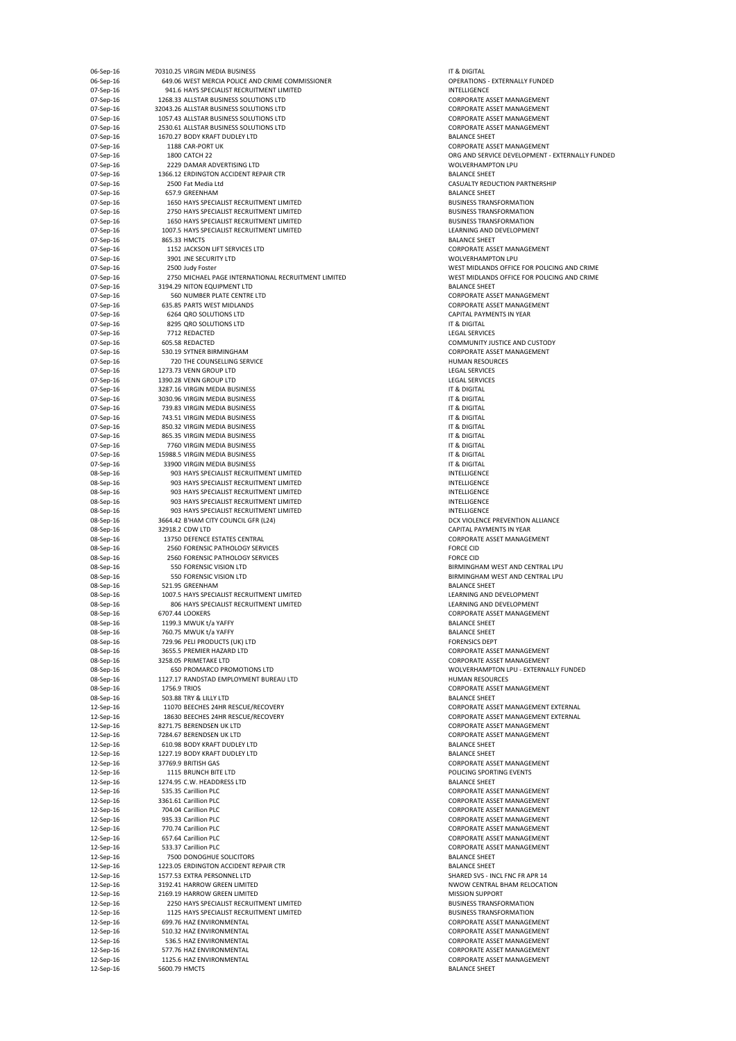| | | | |
|---|---|---|---|
| 06-Sep-16 | 70310.25 | VIRGIN MEDIA BUSINESS | IT & DIGITAL |
| 06-Sep-16 | 649.06 | WEST MERCIA POLICE AND CRIME COMMISSIONER | OPERATIONS - EXTERNALLY FUNDED |
| 07-Sep-16 | 941.6 | HAYS SPECIALIST RECRUITMENT LIMITED | INTELLIGENCE |
| 07-Sep-16 | 1268.33 | ALLSTAR BUSINESS SOLUTIONS LTD | CORPORATE ASSET MANAGEMENT |
| 07-Sep-16 | 32043.26 | ALLSTAR BUSINESS SOLUTIONS LTD | CORPORATE ASSET MANAGEMENT |
| 07-Sep-16 | 1057.43 | ALLSTAR BUSINESS SOLUTIONS LTD | CORPORATE ASSET MANAGEMENT |
| 07-Sep-16 | 2530.61 | ALLSTAR BUSINESS SOLUTIONS LTD | CORPORATE ASSET MANAGEMENT |
| 07-Sep-16 | 1670.27 | BODY KRAFT DUDLEY LTD | BALANCE SHEET |
| 07-Sep-16 | 1188 | CAR-PORT UK | CORPORATE ASSET MANAGEMENT |
| 07-Sep-16 | 1800 | CATCH 22 | ORG AND SERVICE DEVELOPMENT - EXTERNALLY FUNDED |
| 07-Sep-16 | 2229 | DAMAR ADVERTISING LTD | WOLVERHAMPTON LPU |
| 07-Sep-16 | 1366.12 | ERDINGTON ACCIDENT REPAIR CTR | BALANCE SHEET |
| 07-Sep-16 | 2500 | Fat Media Ltd | CASUALTY REDUCTION PARTNERSHIP |
| 07-Sep-16 | 657.9 | GREENHAM | BALANCE SHEET |
| 07-Sep-16 | 1650 | HAYS SPECIALIST RECRUITMENT LIMITED | BUSINESS TRANSFORMATION |
| 07-Sep-16 | 2750 | HAYS SPECIALIST RECRUITMENT LIMITED | BUSINESS TRANSFORMATION |
| 07-Sep-16 | 1650 | HAYS SPECIALIST RECRUITMENT LIMITED | BUSINESS TRANSFORMATION |
| 07-Sep-16 | 1007.5 | HAYS SPECIALIST RECRUITMENT LIMITED | LEARNING AND DEVELOPMENT |
| 07-Sep-16 | 865.33 | HMCTS | BALANCE SHEET |
| 07-Sep-16 | 1152 | JACKSON LIFT SERVICES LTD | CORPORATE ASSET MANAGEMENT |
| 07-Sep-16 | 3901 | JNE SECURITY LTD | WOLVERHAMPTON LPU |
| 07-Sep-16 | 2500 | Judy Foster | WEST MIDLANDS OFFICE FOR POLICING AND CRIME |
| 07-Sep-16 | 2750 | MICHAEL PAGE INTERNATIONAL RECRUITMENT LIMITED | WEST MIDLANDS OFFICE FOR POLICING AND CRIME |
| 07-Sep-16 | 3194.29 | NITON EQUIPMENT LTD | BALANCE SHEET |
| 07-Sep-16 | 560 | NUMBER PLATE CENTRE LTD | CORPORATE ASSET MANAGEMENT |
| 07-Sep-16 | 635.85 | PARTS WEST MIDLANDS | CORPORATE ASSET MANAGEMENT |
| 07-Sep-16 | 6264 | QRO SOLUTIONS LTD | CAPITAL PAYMENTS IN YEAR |
| 07-Sep-16 | 8295 | QRO SOLUTIONS LTD | IT & DIGITAL |
| 07-Sep-16 | 7712 | REDACTED | LEGAL SERVICES |
| 07-Sep-16 | 605.58 | REDACTED | COMMUNITY JUSTICE AND CUSTODY |
| 07-Sep-16 | 530.19 | SYTNER BIRMINGHAM | CORPORATE ASSET MANAGEMENT |
| 07-Sep-16 | 720 | THE COUNSELLING SERVICE | HUMAN RESOURCES |
| 07-Sep-16 | 1273.73 | VENN GROUP LTD | LEGAL SERVICES |
| 07-Sep-16 | 1390.28 | VENN GROUP LTD | LEGAL SERVICES |
| 07-Sep-16 | 3287.16 | VIRGIN MEDIA BUSINESS | IT & DIGITAL |
| 07-Sep-16 | 3030.96 | VIRGIN MEDIA BUSINESS | IT & DIGITAL |
| 07-Sep-16 | 739.83 | VIRGIN MEDIA BUSINESS | IT & DIGITAL |
| 07-Sep-16 | 743.51 | VIRGIN MEDIA BUSINESS | IT & DIGITAL |
| 07-Sep-16 | 850.32 | VIRGIN MEDIA BUSINESS | IT & DIGITAL |
| 07-Sep-16 | 865.35 | VIRGIN MEDIA BUSINESS | IT & DIGITAL |
| 07-Sep-16 | 7760 | VIRGIN MEDIA BUSINESS | IT & DIGITAL |
| 07-Sep-16 | 15988.5 | VIRGIN MEDIA BUSINESS | IT & DIGITAL |
| 07-Sep-16 | 33900 | VIRGIN MEDIA BUSINESS | IT & DIGITAL |
| 08-Sep-16 | 903 | HAYS SPECIALIST RECRUITMENT LIMITED | INTELLIGENCE |
| 08-Sep-16 | 903 | HAYS SPECIALIST RECRUITMENT LIMITED | INTELLIGENCE |
| 08-Sep-16 | 903 | HAYS SPECIALIST RECRUITMENT LIMITED | INTELLIGENCE |
| 08-Sep-16 | 903 | HAYS SPECIALIST RECRUITMENT LIMITED | INTELLIGENCE |
| 08-Sep-16 | 903 | HAYS SPECIALIST RECRUITMENT LIMITED | INTELLIGENCE |
| 08-Sep-16 | 3664.42 | B'HAM CITY COUNCIL GFR (L24) | DCX VIOLENCE PREVENTION ALLIANCE |
| 08-Sep-16 | 32918.2 | CDW LTD | CAPITAL PAYMENTS IN YEAR |
| 08-Sep-16 | 13750 | DEFENCE ESTATES CENTRAL | CORPORATE ASSET MANAGEMENT |
| 08-Sep-16 | 2560 | FORENSIC PATHOLOGY SERVICES | FORCE CID |
| 08-Sep-16 | 2560 | FORENSIC PATHOLOGY SERVICES | FORCE CID |
| 08-Sep-16 | 550 | FORENSIC VISION LTD | BIRMINGHAM WEST AND CENTRAL LPU |
| 08-Sep-16 | 550 | FORENSIC VISION LTD | BIRMINGHAM WEST AND CENTRAL LPU |
| 08-Sep-16 | 521.95 | GREENHAM | BALANCE SHEET |
| 08-Sep-16 | 1007.5 | HAYS SPECIALIST RECRUITMENT LIMITED | LEARNING AND DEVELOPMENT |
| 08-Sep-16 | 806 | HAYS SPECIALIST RECRUITMENT LIMITED | LEARNING AND DEVELOPMENT |
| 08-Sep-16 | 6707.44 | LOOKERS | CORPORATE ASSET MANAGEMENT |
| 08-Sep-16 | 1199.3 | MWUK t/a YAFFY | BALANCE SHEET |
| 08-Sep-16 | 760.75 | MWUK t/a YAFFY | BALANCE SHEET |
| 08-Sep-16 | 729.96 | PELI PRODUCTS (UK) LTD | FORENSICS DEPT |
| 08-Sep-16 | 3655.5 | PREMIER HAZARD LTD | CORPORATE ASSET MANAGEMENT |
| 08-Sep-16 | 3258.05 | PRIMETAKE LTD | CORPORATE ASSET MANAGEMENT |
| 08-Sep-16 | 650 | PROMARCO PROMOTIONS LTD | WOLVERHAMPTON LPU - EXTERNALLY FUNDED |
| 08-Sep-16 | 1127.17 | RANDSTAD EMPLOYMENT BUREAU LTD | HUMAN RESOURCES |
| 08-Sep-16 | 1756.9 | TRIOS | CORPORATE ASSET MANAGEMENT |
| 08-Sep-16 | 503.88 | TRY & LILLY LTD | BALANCE SHEET |
| 12-Sep-16 | 11070 | BEECHES 24HR RESCUE/RECOVERY | CORPORATE ASSET MANAGEMENT EXTERNAL |
| 12-Sep-16 | 18630 | BEECHES 24HR RESCUE/RECOVERY | CORPORATE ASSET MANAGEMENT EXTERNAL |
| 12-Sep-16 | 8271.75 | BERENDSEN UK LTD | CORPORATE ASSET MANAGEMENT |
| 12-Sep-16 | 7284.67 | BERENDSEN UK LTD | CORPORATE ASSET MANAGEMENT |
| 12-Sep-16 | 610.98 | BODY KRAFT DUDLEY LTD | BALANCE SHEET |
| 12-Sep-16 | 1227.19 | BODY KRAFT DUDLEY LTD | BALANCE SHEET |
| 12-Sep-16 | 37769.9 | BRITISH GAS | CORPORATE ASSET MANAGEMENT |
| 12-Sep-16 | 1115 | BRUNCH BITE LTD | POLICING SPORTING EVENTS |
| 12-Sep-16 | 1274.95 | C.W. HEADDRESS LTD | BALANCE SHEET |
| 12-Sep-16 | 535.35 | Carillion PLC | CORPORATE ASSET MANAGEMENT |
| 12-Sep-16 | 3361.61 | Carillion PLC | CORPORATE ASSET MANAGEMENT |
| 12-Sep-16 | 704.04 | Carillion PLC | CORPORATE ASSET MANAGEMENT |
| 12-Sep-16 | 935.33 | Carillion PLC | CORPORATE ASSET MANAGEMENT |
| 12-Sep-16 | 770.74 | Carillion PLC | CORPORATE ASSET MANAGEMENT |
| 12-Sep-16 | 657.64 | Carillion PLC | CORPORATE ASSET MANAGEMENT |
| 12-Sep-16 | 533.37 | Carillion PLC | CORPORATE ASSET MANAGEMENT |
| 12-Sep-16 | 7500 | DONOGHUE SOLICITORS | BALANCE SHEET |
| 12-Sep-16 | 1223.05 | ERDINGTON ACCIDENT REPAIR CTR | BALANCE SHEET |
| 12-Sep-16 | 1577.53 | EXTRA PERSONNEL LTD | SHARED SVS - INCL FNC FR APR 14 |
| 12-Sep-16 | 3192.41 | HARROW GREEN LIMITED | NWOW CENTRAL BHAM RELOCATION |
| 12-Sep-16 | 2169.19 | HARROW GREEN LIMITED | MISSION SUPPORT |
| 12-Sep-16 | 2250 | HAYS SPECIALIST RECRUITMENT LIMITED | BUSINESS TRANSFORMATION |
| 12-Sep-16 | 1125 | HAYS SPECIALIST RECRUITMENT LIMITED | BUSINESS TRANSFORMATION |
| 12-Sep-16 | 699.76 | HAZ ENVIRONMENTAL | CORPORATE ASSET MANAGEMENT |
| 12-Sep-16 | 510.32 | HAZ ENVIRONMENTAL | CORPORATE ASSET MANAGEMENT |
| 12-Sep-16 | 536.5 | HAZ ENVIRONMENTAL | CORPORATE ASSET MANAGEMENT |
| 12-Sep-16 | 577.76 | HAZ ENVIRONMENTAL | CORPORATE ASSET MANAGEMENT |
| 12-Sep-16 | 1125.6 | HAZ ENVIRONMENTAL | CORPORATE ASSET MANAGEMENT |
| 12-Sep-16 | 5600.79 | HMCTS | BALANCE SHEET |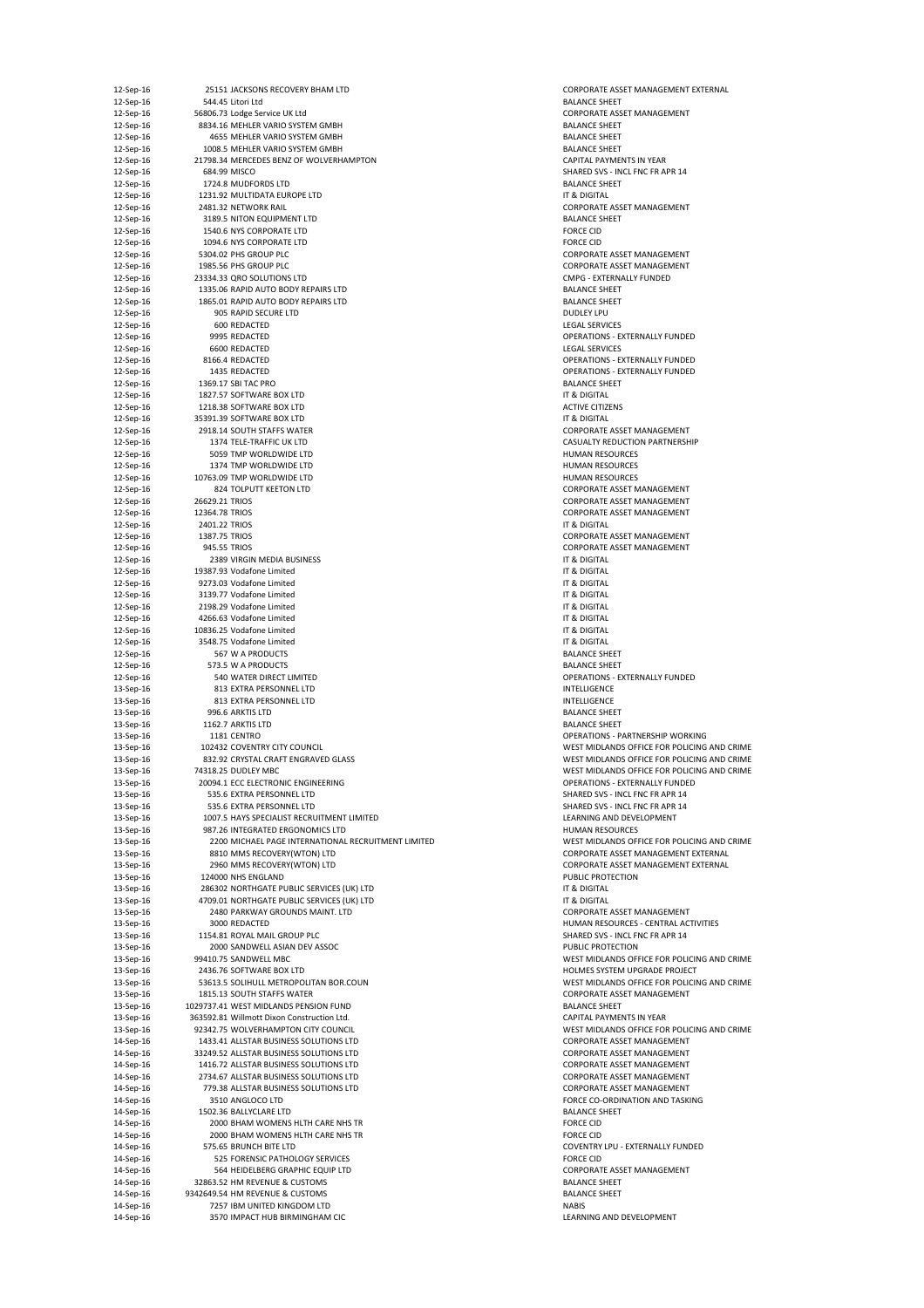| | | | |
|---|---|---|---|
| 12-Sep-16 | 25151 | JACKSONS RECOVERY BHAM LTD | CORPORATE ASSET MANAGEMENT EXTERNAL |
| 12-Sep-16 | 544.45 | Litori Ltd | BALANCE SHEET |
| 12-Sep-16 | 56806.73 | Lodge Service UK Ltd | CORPORATE ASSET MANAGEMENT |
| 12-Sep-16 | 8834.16 | MEHLER VARIO SYSTEM GMBH | BALANCE SHEET |
| 12-Sep-16 | 4655 | MEHLER VARIO SYSTEM GMBH | BALANCE SHEET |
| 12-Sep-16 | 1008.5 | MEHLER VARIO SYSTEM GMBH | BALANCE SHEET |
| 12-Sep-16 | 21798.34 | MERCEDES BENZ OF WOLVERHAMPTON | CAPITAL PAYMENTS IN YEAR |
| 12-Sep-16 | 684.99 | MISCO | SHARED SVS - INCL FNC FR APR 14 |
| 12-Sep-16 | 1724.8 | MUDFORDS LTD | BALANCE SHEET |
| 12-Sep-16 | 1231.92 | MULTIDATA EUROPE LTD | IT & DIGITAL |
| 12-Sep-16 | 2481.32 | NETWORK RAIL | CORPORATE ASSET MANAGEMENT |
| 12-Sep-16 | 3189.5 | NITON EQUIPMENT LTD | BALANCE SHEET |
| 12-Sep-16 | 1540.6 | NYS CORPORATE LTD | FORCE CID |
| 12-Sep-16 | 1094.6 | NYS CORPORATE LTD | FORCE CID |
| 12-Sep-16 | 5304.02 | PHS GROUP PLC | CORPORATE ASSET MANAGEMENT |
| 12-Sep-16 | 1985.56 | PHS GROUP PLC | CORPORATE ASSET MANAGEMENT |
| 12-Sep-16 | 23334.33 | QRO SOLUTIONS LTD | CMPG - EXTERNALLY FUNDED |
| 12-Sep-16 | 1335.06 | RAPID AUTO BODY REPAIRS LTD | BALANCE SHEET |
| 12-Sep-16 | 1865.01 | RAPID AUTO BODY REPAIRS LTD | BALANCE SHEET |
| 12-Sep-16 | 905 | RAPID SECURE LTD | DUDLEY LPU |
| 12-Sep-16 | 600 | REDACTED | LEGAL SERVICES |
| 12-Sep-16 | 9995 | REDACTED | OPERATIONS - EXTERNALLY FUNDED |
| 12-Sep-16 | 6600 | REDACTED | LEGAL SERVICES |
| 12-Sep-16 | 8166.4 | REDACTED | OPERATIONS - EXTERNALLY FUNDED |
| 12-Sep-16 | 1435 | REDACTED | OPERATIONS - EXTERNALLY FUNDED |
| 12-Sep-16 | 1369.17 | SBI TAC PRO | BALANCE SHEET |
| 12-Sep-16 | 1827.57 | SOFTWARE BOX LTD | IT & DIGITAL |
| 12-Sep-16 | 1218.38 | SOFTWARE BOX LTD | ACTIVE CITIZENS |
| 12-Sep-16 | 35391.39 | SOFTWARE BOX LTD | IT & DIGITAL |
| 12-Sep-16 | 2918.14 | SOUTH STAFFS WATER | CORPORATE ASSET MANAGEMENT |
| 12-Sep-16 | 1374 | TELE-TRAFFIC UK LTD | CASUALTY REDUCTION PARTNERSHIP |
| 12-Sep-16 | 5059 | TMP WORLDWIDE LTD | HUMAN RESOURCES |
| 12-Sep-16 | 1374 | TMP WORLDWIDE LTD | HUMAN RESOURCES |
| 12-Sep-16 | 10763.09 | TMP WORLDWIDE LTD | HUMAN RESOURCES |
| 12-Sep-16 | 824 | TOLPUTT KEETON LTD | CORPORATE ASSET MANAGEMENT |
| 12-Sep-16 | 26629.21 | TRIOS | CORPORATE ASSET MANAGEMENT |
| 12-Sep-16 | 12364.78 | TRIOS | CORPORATE ASSET MANAGEMENT |
| 12-Sep-16 | 2401.22 | TRIOS | IT & DIGITAL |
| 12-Sep-16 | 1387.75 | TRIOS | CORPORATE ASSET MANAGEMENT |
| 12-Sep-16 | 945.55 | TRIOS | CORPORATE ASSET MANAGEMENT |
| 12-Sep-16 | 2389 | VIRGIN MEDIA BUSINESS | IT & DIGITAL |
| 12-Sep-16 | 19387.93 | Vodafone Limited | IT & DIGITAL |
| 12-Sep-16 | 9273.03 | Vodafone Limited | IT & DIGITAL |
| 12-Sep-16 | 3139.77 | Vodafone Limited | IT & DIGITAL |
| 12-Sep-16 | 2198.29 | Vodafone Limited | IT & DIGITAL |
| 12-Sep-16 | 4266.63 | Vodafone Limited | IT & DIGITAL |
| 12-Sep-16 | 10836.25 | Vodafone Limited | IT & DIGITAL |
| 12-Sep-16 | 3548.75 | Vodafone Limited | IT & DIGITAL |
| 12-Sep-16 | 567 | W A PRODUCTS | BALANCE SHEET |
| 12-Sep-16 | 573.5 | W A PRODUCTS | BALANCE SHEET |
| 12-Sep-16 | 540 | WATER DIRECT LIMITED | OPERATIONS - EXTERNALLY FUNDED |
| 13-Sep-16 | 813 | EXTRA PERSONNEL LTD | INTELLIGENCE |
| 13-Sep-16 | 813 | EXTRA PERSONNEL LTD | INTELLIGENCE |
| 13-Sep-16 | 996.6 | ARKTIS LTD | BALANCE SHEET |
| 13-Sep-16 | 1162.7 | ARKTIS LTD | BALANCE SHEET |
| 13-Sep-16 | 1181 | CENTRO | OPERATIONS - PARTNERSHIP WORKING |
| 13-Sep-16 | 102432 | COVENTRY CITY COUNCIL | WEST MIDLANDS OFFICE FOR POLICING AND CRIME |
| 13-Sep-16 | 832.92 | CRYSTAL CRAFT ENGRAVED GLASS | WEST MIDLANDS OFFICE FOR POLICING AND CRIME |
| 13-Sep-16 | 74318.25 | DUDLEY MBC | WEST MIDLANDS OFFICE FOR POLICING AND CRIME |
| 13-Sep-16 | 20094.1 | ECC ELECTRONIC ENGINEERING | OPERATIONS - EXTERNALLY FUNDED |
| 13-Sep-16 | 535.6 | EXTRA PERSONNEL LTD | SHARED SVS - INCL FNC FR APR 14 |
| 13-Sep-16 | 535.6 | EXTRA PERSONNEL LTD | SHARED SVS - INCL FNC FR APR 14 |
| 13-Sep-16 | 1007.5 | HAYS SPECIALIST RECRUITMENT LIMITED | LEARNING AND DEVELOPMENT |
| 13-Sep-16 | 987.26 | INTEGRATED ERGONOMICS LTD | HUMAN RESOURCES |
| 13-Sep-16 | 2200 | MICHAEL PAGE INTERNATIONAL RECRUITMENT LIMITED | WEST MIDLANDS OFFICE FOR POLICING AND CRIME |
| 13-Sep-16 | 8810 | MMS RECOVERY(WTON) LTD | CORPORATE ASSET MANAGEMENT EXTERNAL |
| 13-Sep-16 | 2960 | MMS RECOVERY(WTON) LTD | CORPORATE ASSET MANAGEMENT EXTERNAL |
| 13-Sep-16 | 124000 | NHS ENGLAND | PUBLIC PROTECTION |
| 13-Sep-16 | 286302 | NORTHGATE PUBLIC SERVICES (UK) LTD | IT & DIGITAL |
| 13-Sep-16 | 4709.01 | NORTHGATE PUBLIC SERVICES (UK) LTD | IT & DIGITAL |
| 13-Sep-16 | 2480 | PARKWAY GROUNDS MAINT. LTD | CORPORATE ASSET MANAGEMENT |
| 13-Sep-16 | 3000 | REDACTED | HUMAN RESOURCES - CENTRAL ACTIVITIES |
| 13-Sep-16 | 1154.81 | ROYAL MAIL GROUP PLC | SHARED SVS - INCL FNC FR APR 14 |
| 13-Sep-16 | 2000 | SANDWELL ASIAN DEV ASSOC | PUBLIC PROTECTION |
| 13-Sep-16 | 99410.75 | SANDWELL MBC | WEST MIDLANDS OFFICE FOR POLICING AND CRIME |
| 13-Sep-16 | 2436.76 | SOFTWARE BOX LTD | HOLMES SYSTEM UPGRADE PROJECT |
| 13-Sep-16 | 53613.5 | SOLIHULL METROPOLITAN BOR.COUN | WEST MIDLANDS OFFICE FOR POLICING AND CRIME |
| 13-Sep-16 | 1815.13 | SOUTH STAFFS WATER | CORPORATE ASSET MANAGEMENT |
| 13-Sep-16 | 1029737.41 | WEST MIDLANDS PENSION FUND | BALANCE SHEET |
| 13-Sep-16 | 363592.81 | Willmott Dixon Construction Ltd. | CAPITAL PAYMENTS IN YEAR |
| 13-Sep-16 | 92342.75 | WOLVERHAMPTON CITY COUNCIL | WEST MIDLANDS OFFICE FOR POLICING AND CRIME |
| 14-Sep-16 | 1433.41 | ALLSTAR BUSINESS SOLUTIONS LTD | CORPORATE ASSET MANAGEMENT |
| 14-Sep-16 | 33249.52 | ALLSTAR BUSINESS SOLUTIONS LTD | CORPORATE ASSET MANAGEMENT |
| 14-Sep-16 | 1416.72 | ALLSTAR BUSINESS SOLUTIONS LTD | CORPORATE ASSET MANAGEMENT |
| 14-Sep-16 | 2734.67 | ALLSTAR BUSINESS SOLUTIONS LTD | CORPORATE ASSET MANAGEMENT |
| 14-Sep-16 | 779.38 | ALLSTAR BUSINESS SOLUTIONS LTD | CORPORATE ASSET MANAGEMENT |
| 14-Sep-16 | 3510 | ANGLOCO LTD | FORCE CO-ORDINATION AND TASKING |
| 14-Sep-16 | 1502.36 | BALLYCLARE LTD | BALANCE SHEET |
| 14-Sep-16 | 2000 | BHAM WOMENS HLTH CARE NHS TR | FORCE CID |
| 14-Sep-16 | 2000 | BHAM WOMENS HLTH CARE NHS TR | FORCE CID |
| 14-Sep-16 | 575.65 | BRUNCH BITE LTD | COVENTRY LPU - EXTERNALLY FUNDED |
| 14-Sep-16 | 525 | FORENSIC PATHOLOGY SERVICES | FORCE CID |
| 14-Sep-16 | 564 | HEIDELBERG GRAPHIC EQUIP LTD | CORPORATE ASSET MANAGEMENT |
| 14-Sep-16 | 32863.52 | HM REVENUE & CUSTOMS | BALANCE SHEET |
| 14-Sep-16 | 9342649.54 | HM REVENUE & CUSTOMS | BALANCE SHEET |
| 14-Sep-16 | 7257 | IBM UNITED KINGDOM LTD | NABIS |
| 14-Sep-16 | 3570 | IMPACT HUB BIRMINGHAM CIC | LEARNING AND DEVELOPMENT |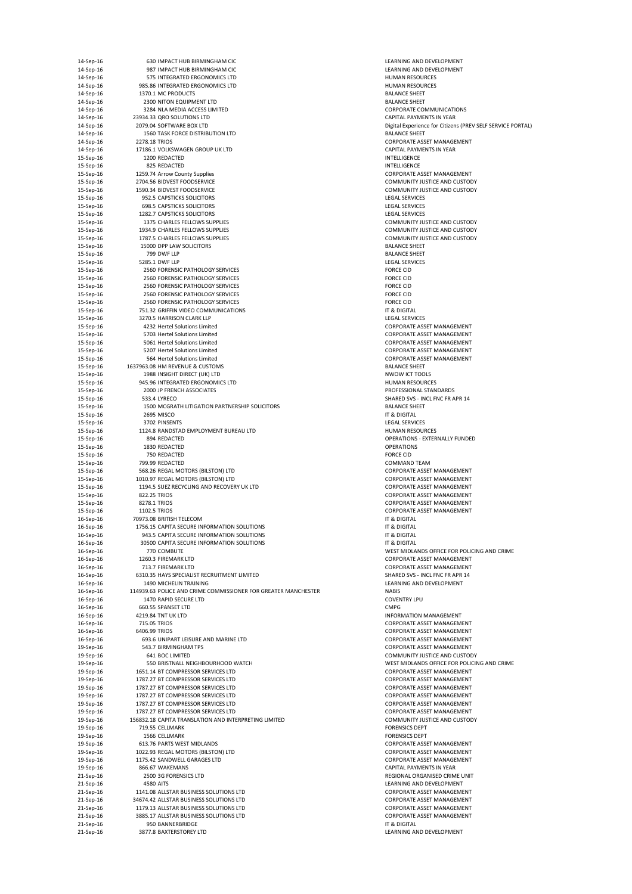| | | | |
|---|---|---|---|
| 14-Sep-16 | 630 | IMPACT HUB BIRMINGHAM CIC | LEARNING AND DEVELOPMENT |
| 14-Sep-16 | 987 | IMPACT HUB BIRMINGHAM CIC | LEARNING AND DEVELOPMENT |
| 14-Sep-16 | 575 | INTEGRATED ERGONOMICS LTD | HUMAN RESOURCES |
| 14-Sep-16 | 985.86 | INTEGRATED ERGONOMICS LTD | HUMAN RESOURCES |
| 14-Sep-16 | 1370.1 | MC PRODUCTS | BALANCE SHEET |
| 14-Sep-16 | 2300 | NITON EQUIPMENT LTD | BALANCE SHEET |
| 14-Sep-16 | 3284 | NLA MEDIA ACCESS LIMITED | CORPORATE COMMUNICATIONS |
| 14-Sep-16 | 23934.33 | QRO SOLUTIONS LTD | CAPITAL PAYMENTS IN YEAR |
| 14-Sep-16 | 2079.04 | SOFTWARE BOX LTD | Digital Experience for Citizens (PREV SELF SERVICE PORTAL) |
| 14-Sep-16 | 1560 | TASK FORCE DISTRIBUTION LTD | BALANCE SHEET |
| 14-Sep-16 | 2278.18 | TRIOS | CORPORATE ASSET MANAGEMENT |
| 14-Sep-16 | 17186.1 | VOLKSWAGEN GROUP UK LTD | CAPITAL PAYMENTS IN YEAR |
| 15-Sep-16 | 1200 | REDACTED | INTELLIGENCE |
| 15-Sep-16 | 825 | REDACTED | INTELLIGENCE |
| 15-Sep-16 | 1259.74 | Arrow County Supplies | CORPORATE ASSET MANAGEMENT |
| 15-Sep-16 | 2704.56 | BIDVEST FOODSERVICE | COMMUNITY JUSTICE AND CUSTODY |
| 15-Sep-16 | 1590.34 | BIDVEST FOODSERVICE | COMMUNITY JUSTICE AND CUSTODY |
| 15-Sep-16 | 952.5 | CAPSTICKS SOLICITORS | LEGAL SERVICES |
| 15-Sep-16 | 698.5 | CAPSTICKS SOLICITORS | LEGAL SERVICES |
| 15-Sep-16 | 1282.7 | CAPSTICKS SOLICITORS | LEGAL SERVICES |
| 15-Sep-16 | 1375 | CHARLES FELLOWS SUPPLIES | COMMUNITY JUSTICE AND CUSTODY |
| 15-Sep-16 | 1934.9 | CHARLES FELLOWS SUPPLIES | COMMUNITY JUSTICE AND CUSTODY |
| 15-Sep-16 | 1787.5 | CHARLES FELLOWS SUPPLIES | COMMUNITY JUSTICE AND CUSTODY |
| 15-Sep-16 | 15000 | DPP LAW SOLICITORS | BALANCE SHEET |
| 15-Sep-16 | 799 | DWF LLP | BALANCE SHEET |
| 15-Sep-16 | 5285.1 | DWF LLP | LEGAL SERVICES |
| 15-Sep-16 | 2560 | FORENSIC PATHOLOGY SERVICES | FORCE CID |
| 15-Sep-16 | 2560 | FORENSIC PATHOLOGY SERVICES | FORCE CID |
| 15-Sep-16 | 2560 | FORENSIC PATHOLOGY SERVICES | FORCE CID |
| 15-Sep-16 | 2560 | FORENSIC PATHOLOGY SERVICES | FORCE CID |
| 15-Sep-16 | 2560 | FORENSIC PATHOLOGY SERVICES | FORCE CID |
| 15-Sep-16 | 751.32 | GRIFFIN VIDEO COMMUNICATIONS | IT & DIGITAL |
| 15-Sep-16 | 3270.5 | HARRISON CLARK LLP | LEGAL SERVICES |
| 15-Sep-16 | 4232 | Hertel Solutions Limited | CORPORATE ASSET MANAGEMENT |
| 15-Sep-16 | 5703 | Hertel Solutions Limited | CORPORATE ASSET MANAGEMENT |
| 15-Sep-16 | 5061 | Hertel Solutions Limited | CORPORATE ASSET MANAGEMENT |
| 15-Sep-16 | 5207 | Hertel Solutions Limited | CORPORATE ASSET MANAGEMENT |
| 15-Sep-16 | 564 | Hertel Solutions Limited | CORPORATE ASSET MANAGEMENT |
| 15-Sep-16 | 1637963.08 | HM REVENUE & CUSTOMS | BALANCE SHEET |
| 15-Sep-16 | 1988 | INSIGHT DIRECT (UK) LTD | NWOW ICT TOOLS |
| 15-Sep-16 | 945.96 | INTEGRATED ERGONOMICS LTD | HUMAN RESOURCES |
| 15-Sep-16 | 2000 | JP FRENCH ASSOCIATES | PROFESSIONAL STANDARDS |
| 15-Sep-16 | 533.4 | LYRECO | SHARED SVS - INCL FNC FR APR 14 |
| 15-Sep-16 | 1500 | MCGRATH LITIGATION PARTNERSHIP SOLICITORS | BALANCE SHEET |
| 15-Sep-16 | 2695 | MISCO | IT & DIGITAL |
| 15-Sep-16 | 3702 | PINSENTS | LEGAL SERVICES |
| 15-Sep-16 | 1124.8 | RANDSTAD EMPLOYMENT BUREAU LTD | HUMAN RESOURCES |
| 15-Sep-16 | 894 | REDACTED | OPERATIONS - EXTERNALLY FUNDED |
| 15-Sep-16 | 1830 | REDACTED | OPERATIONS |
| 15-Sep-16 | 750 | REDACTED | FORCE CID |
| 15-Sep-16 | 799.99 | REDACTED | COMMAND TEAM |
| 15-Sep-16 | 568.26 | REGAL MOTORS (BILSTON) LTD | CORPORATE ASSET MANAGEMENT |
| 15-Sep-16 | 1010.97 | REGAL MOTORS (BILSTON) LTD | CORPORATE ASSET MANAGEMENT |
| 15-Sep-16 | 1194.5 | SUEZ RECYCLING AND RECOVERY UK LTD | CORPORATE ASSET MANAGEMENT |
| 15-Sep-16 | 822.25 | TRIOS | CORPORATE ASSET MANAGEMENT |
| 15-Sep-16 | 8278.1 | TRIOS | CORPORATE ASSET MANAGEMENT |
| 15-Sep-16 | 1102.5 | TRIOS | CORPORATE ASSET MANAGEMENT |
| 16-Sep-16 | 70973.08 | BRITISH TELECOM | IT & DIGITAL |
| 16-Sep-16 | 1756.15 | CAPITA SECURE INFORMATION SOLUTIONS | IT & DIGITAL |
| 16-Sep-16 | 943.5 | CAPITA SECURE INFORMATION SOLUTIONS | IT & DIGITAL |
| 16-Sep-16 | 30500 | CAPITA SECURE INFORMATION SOLUTIONS | IT & DIGITAL |
| 16-Sep-16 | 770 | COMBUTE | WEST MIDLANDS OFFICE FOR POLICING AND CRIME |
| 16-Sep-16 | 1260.3 | FIREMARK LTD | CORPORATE ASSET MANAGEMENT |
| 16-Sep-16 | 713.7 | FIREMARK LTD | CORPORATE ASSET MANAGEMENT |
| 16-Sep-16 | 6310.35 | HAYS SPECIALIST RECRUITMENT LIMITED | SHARED SVS - INCL FNC FR APR 14 |
| 16-Sep-16 | 1490 | MICHELIN TRAINING | LEARNING AND DEVELOPMENT |
| 16-Sep-16 | 114939.63 | POLICE AND CRIME COMMISSIONER FOR GREATER MANCHESTER | NABIS |
| 16-Sep-16 | 1470 | RAPID SECURE LTD | COVENTRY LPU |
| 16-Sep-16 | 660.55 | SPANSET LTD | CMPG |
| 16-Sep-16 | 4219.84 | TNT UK LTD | INFORMATION MANAGEMENT |
| 16-Sep-16 | 715.05 | TRIOS | CORPORATE ASSET MANAGEMENT |
| 16-Sep-16 | 6406.99 | TRIOS | CORPORATE ASSET MANAGEMENT |
| 16-Sep-16 | 693.6 | UNIPART LEISURE AND MARINE LTD | CORPORATE ASSET MANAGEMENT |
| 19-Sep-16 | 543.7 | BIRMINGHAM TPS | CORPORATE ASSET MANAGEMENT |
| 19-Sep-16 | 641 | BOC LIMITED | COMMUNITY JUSTICE AND CUSTODY |
| 19-Sep-16 | 550 | BRISTNALL NEIGHBOURHOOD WATCH | WEST MIDLANDS OFFICE FOR POLICING AND CRIME |
| 19-Sep-16 | 1651.14 | BT COMPRESSOR SERVICES LTD | CORPORATE ASSET MANAGEMENT |
| 19-Sep-16 | 1787.27 | BT COMPRESSOR SERVICES LTD | CORPORATE ASSET MANAGEMENT |
| 19-Sep-16 | 1787.27 | BT COMPRESSOR SERVICES LTD | CORPORATE ASSET MANAGEMENT |
| 19-Sep-16 | 1787.27 | BT COMPRESSOR SERVICES LTD | CORPORATE ASSET MANAGEMENT |
| 19-Sep-16 | 1787.27 | BT COMPRESSOR SERVICES LTD | CORPORATE ASSET MANAGEMENT |
| 19-Sep-16 | 1787.27 | BT COMPRESSOR SERVICES LTD | CORPORATE ASSET MANAGEMENT |
| 19-Sep-16 | 156832.18 | CAPITA TRANSLATION AND INTERPRETING LIMITED | COMMUNITY JUSTICE AND CUSTODY |
| 19-Sep-16 | 719.55 | CELLMARK | FORENSICS DEPT |
| 19-Sep-16 | 1566 | CELLMARK | FORENSICS DEPT |
| 19-Sep-16 | 613.76 | PARTS WEST MIDLANDS | CORPORATE ASSET MANAGEMENT |
| 19-Sep-16 | 1022.93 | REGAL MOTORS (BILSTON) LTD | CORPORATE ASSET MANAGEMENT |
| 19-Sep-16 | 1175.42 | SANDWELL GARAGES LTD | CORPORATE ASSET MANAGEMENT |
| 19-Sep-16 | 866.67 | WAKEMANS | CAPITAL PAYMENTS IN YEAR |
| 21-Sep-16 | 2500 | 3G FORENSICS LTD | REGIONAL ORGANISED CRIME UNIT |
| 21-Sep-16 | 4580 | AITS | LEARNING AND DEVELOPMENT |
| 21-Sep-16 | 1141.08 | ALLSTAR BUSINESS SOLUTIONS LTD | CORPORATE ASSET MANAGEMENT |
| 21-Sep-16 | 34674.42 | ALLSTAR BUSINESS SOLUTIONS LTD | CORPORATE ASSET MANAGEMENT |
| 21-Sep-16 | 1179.13 | ALLSTAR BUSINESS SOLUTIONS LTD | CORPORATE ASSET MANAGEMENT |
| 21-Sep-16 | 3885.17 | ALLSTAR BUSINESS SOLUTIONS LTD | CORPORATE ASSET MANAGEMENT |
| 21-Sep-16 | 950 | BANNERBRIDGE | IT & DIGITAL |
| 21-Sep-16 | 3877.8 | BAXTERSTOREY LTD | LEARNING AND DEVELOPMENT |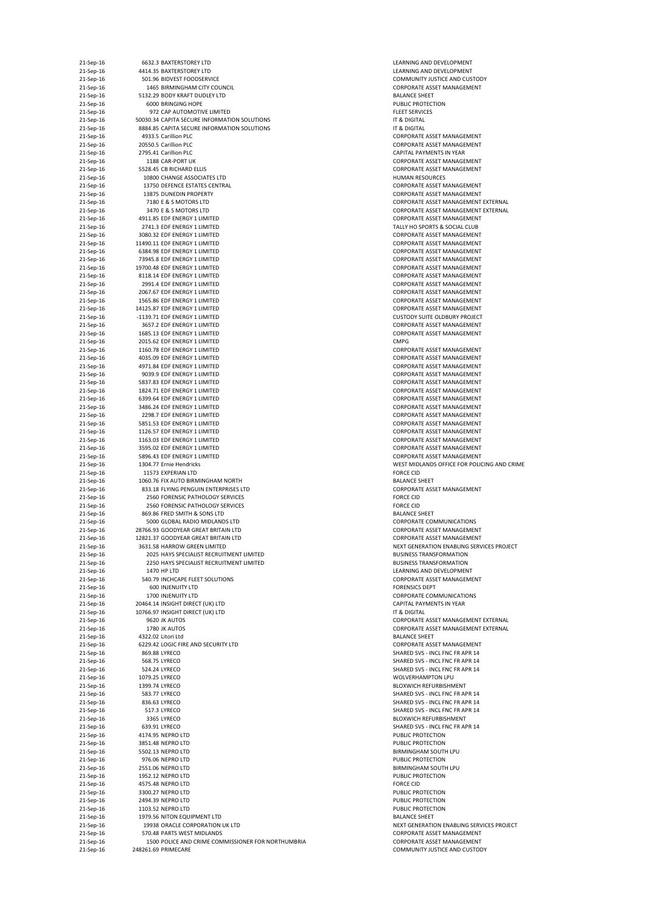| | | | |
|---|---|---|---|
| 21-Sep-16 | 6632.3 | BAXTERSTOREY LTD | LEARNING AND DEVELOPMENT |
| 21-Sep-16 | 4414.35 | BAXTERSTOREY LTD | LEARNING AND DEVELOPMENT |
| 21-Sep-16 | 501.96 | BIDVEST FOODSERVICE | COMMUNITY JUSTICE AND CUSTODY |
| 21-Sep-16 | 1465 | BIRMINGHAM CITY COUNCIL | CORPORATE ASSET MANAGEMENT |
| 21-Sep-16 | 5132.29 | BODY KRAFT DUDLEY LTD | BALANCE SHEET |
| 21-Sep-16 | 6000 | BRINGING HOPE | PUBLIC PROTECTION |
| 21-Sep-16 | 972 | CAP AUTOMOTIVE LIMITED | FLEET SERVICES |
| 21-Sep-16 | 50030.34 | CAPITA SECURE INFORMATION SOLUTIONS | IT & DIGITAL |
| 21-Sep-16 | 8884.85 | CAPITA SECURE INFORMATION SOLUTIONS | IT & DIGITAL |
| 21-Sep-16 | 4933.5 | Carillion PLC | CORPORATE ASSET MANAGEMENT |
| 21-Sep-16 | 20550.5 | Carillion PLC | CORPORATE ASSET MANAGEMENT |
| 21-Sep-16 | 2795.41 | Carillion PLC | CAPITAL PAYMENTS IN YEAR |
| 21-Sep-16 | 1188 | CAR-PORT UK | CORPORATE ASSET MANAGEMENT |
| 21-Sep-16 | 5528.45 | CB RICHARD ELLIS | CORPORATE ASSET MANAGEMENT |
| 21-Sep-16 | 10800 | CHANGE ASSOCIATES LTD | HUMAN RESOURCES |
| 21-Sep-16 | 13750 | DEFENCE ESTATES CENTRAL | CORPORATE ASSET MANAGEMENT |
| 21-Sep-16 | 13875 | DUNEDIN PROPERTY | CORPORATE ASSET MANAGEMENT |
| 21-Sep-16 | 7180 | E & S MOTORS LTD | CORPORATE ASSET MANAGEMENT EXTERNAL |
| 21-Sep-16 | 3470 | E & S MOTORS LTD | CORPORATE ASSET MANAGEMENT EXTERNAL |
| 21-Sep-16 | 4911.85 | EDF ENERGY 1 LIMITED | CORPORATE ASSET MANAGEMENT |
| 21-Sep-16 | 2741.3 | EDF ENERGY 1 LIMITED | TALLY HO SPORTS & SOCIAL CLUB |
| 21-Sep-16 | 3080.32 | EDF ENERGY 1 LIMITED | CORPORATE ASSET MANAGEMENT |
| 21-Sep-16 | 11490.11 | EDF ENERGY 1 LIMITED | CORPORATE ASSET MANAGEMENT |
| 21-Sep-16 | 6384.98 | EDF ENERGY 1 LIMITED | CORPORATE ASSET MANAGEMENT |
| 21-Sep-16 | 73945.8 | EDF ENERGY 1 LIMITED | CORPORATE ASSET MANAGEMENT |
| 21-Sep-16 | 19700.48 | EDF ENERGY 1 LIMITED | CORPORATE ASSET MANAGEMENT |
| 21-Sep-16 | 8118.14 | EDF ENERGY 1 LIMITED | CORPORATE ASSET MANAGEMENT |
| 21-Sep-16 | 2991.4 | EDF ENERGY 1 LIMITED | CORPORATE ASSET MANAGEMENT |
| 21-Sep-16 | 2067.67 | EDF ENERGY 1 LIMITED | CORPORATE ASSET MANAGEMENT |
| 21-Sep-16 | 1565.86 | EDF ENERGY 1 LIMITED | CORPORATE ASSET MANAGEMENT |
| 21-Sep-16 | 14125.87 | EDF ENERGY 1 LIMITED | CORPORATE ASSET MANAGEMENT |
| 21-Sep-16 | -1139.71 | EDF ENERGY 1 LIMITED | CUSTODY SUITE OLDBURY PROJECT |
| 21-Sep-16 | 3657.2 | EDF ENERGY 1 LIMITED | CORPORATE ASSET MANAGEMENT |
| 21-Sep-16 | 1685.13 | EDF ENERGY 1 LIMITED | CORPORATE ASSET MANAGEMENT |
| 21-Sep-16 | 2015.62 | EDF ENERGY 1 LIMITED | CMPG |
| 21-Sep-16 | 1160.78 | EDF ENERGY 1 LIMITED | CORPORATE ASSET MANAGEMENT |
| 21-Sep-16 | 4035.09 | EDF ENERGY 1 LIMITED | CORPORATE ASSET MANAGEMENT |
| 21-Sep-16 | 4971.84 | EDF ENERGY 1 LIMITED | CORPORATE ASSET MANAGEMENT |
| 21-Sep-16 | 9039.9 | EDF ENERGY 1 LIMITED | CORPORATE ASSET MANAGEMENT |
| 21-Sep-16 | 5837.83 | EDF ENERGY 1 LIMITED | CORPORATE ASSET MANAGEMENT |
| 21-Sep-16 | 1824.71 | EDF ENERGY 1 LIMITED | CORPORATE ASSET MANAGEMENT |
| 21-Sep-16 | 6399.64 | EDF ENERGY 1 LIMITED | CORPORATE ASSET MANAGEMENT |
| 21-Sep-16 | 3486.24 | EDF ENERGY 1 LIMITED | CORPORATE ASSET MANAGEMENT |
| 21-Sep-16 | 2298.7 | EDF ENERGY 1 LIMITED | CORPORATE ASSET MANAGEMENT |
| 21-Sep-16 | 5851.53 | EDF ENERGY 1 LIMITED | CORPORATE ASSET MANAGEMENT |
| 21-Sep-16 | 1126.57 | EDF ENERGY 1 LIMITED | CORPORATE ASSET MANAGEMENT |
| 21-Sep-16 | 1163.03 | EDF ENERGY 1 LIMITED | CORPORATE ASSET MANAGEMENT |
| 21-Sep-16 | 3595.02 | EDF ENERGY 1 LIMITED | CORPORATE ASSET MANAGEMENT |
| 21-Sep-16 | 5896.43 | EDF ENERGY 1 LIMITED | CORPORATE ASSET MANAGEMENT |
| 21-Sep-16 | 1304.77 | Ernie Hendricks | WEST MIDLANDS OFFICE FOR POLICING AND CRIME |
| 21-Sep-16 | 11573 | EXPERIAN LTD | FORCE CID |
| 21-Sep-16 | 1060.76 | FIX AUTO BIRMINGHAM NORTH | BALANCE SHEET |
| 21-Sep-16 | 833.18 | FLYING PENGUIN ENTERPRISES LTD | CORPORATE ASSET MANAGEMENT |
| 21-Sep-16 | 2560 | FORENSIC PATHOLOGY SERVICES | FORCE CID |
| 21-Sep-16 | 2560 | FORENSIC PATHOLOGY SERVICES | FORCE CID |
| 21-Sep-16 | 869.86 | FRED SMITH & SONS LTD | BALANCE SHEET |
| 21-Sep-16 | 5000 | GLOBAL RADIO MIDLANDS LTD | CORPORATE COMMUNICATIONS |
| 21-Sep-16 | 28766.93 | GOODYEAR GREAT BRITAIN LTD | CORPORATE ASSET MANAGEMENT |
| 21-Sep-16 | 12821.37 | GOODYEAR GREAT BRITAIN LTD | CORPORATE ASSET MANAGEMENT |
| 21-Sep-16 | 3631.58 | HARROW GREEN LIMITED | NEXT GENERATION ENABLING SERVICES PROJECT |
| 21-Sep-16 | 2025 | HAYS SPECIALIST RECRUITMENT LIMITED | BUSINESS TRANSFORMATION |
| 21-Sep-16 | 2250 | HAYS SPECIALIST RECRUITMENT LIMITED | BUSINESS TRANSFORMATION |
| 21-Sep-16 | 1470 | HP LTD | LEARNING AND DEVELOPMENT |
| 21-Sep-16 | 540.79 | INCHCAPE FLEET SOLUTIONS | CORPORATE ASSET MANAGEMENT |
| 21-Sep-16 | 600 | INJENUITY LTD | FORENSICS DEPT |
| 21-Sep-16 | 1700 | INJENUITY LTD | CORPORATE COMMUNICATIONS |
| 21-Sep-16 | 20464.14 | INSIGHT DIRECT (UK) LTD | CAPITAL PAYMENTS IN YEAR |
| 21-Sep-16 | 10766.97 | INSIGHT DIRECT (UK) LTD | IT & DIGITAL |
| 21-Sep-16 | 9620 | JK AUTOS | CORPORATE ASSET MANAGEMENT EXTERNAL |
| 21-Sep-16 | 1780 | JK AUTOS | CORPORATE ASSET MANAGEMENT EXTERNAL |
| 21-Sep-16 | 4322.02 | Litori Ltd | BALANCE SHEET |
| 21-Sep-16 | 6229.42 | LOGIC FIRE AND SECURITY LTD | CORPORATE ASSET MANAGEMENT |
| 21-Sep-16 | 869.88 | LYRECO | SHARED SVS - INCL FNC FR APR 14 |
| 21-Sep-16 | 568.75 | LYRECO | SHARED SVS - INCL FNC FR APR 14 |
| 21-Sep-16 | 524.24 | LYRECO | SHARED SVS - INCL FNC FR APR 14 |
| 21-Sep-16 | 1079.25 | LYRECO | WOLVERHAMPTON LPU |
| 21-Sep-16 | 1399.74 | LYRECO | BLOXWICH REFURBISHMENT |
| 21-Sep-16 | 583.77 | LYRECO | SHARED SVS - INCL FNC FR APR 14 |
| 21-Sep-16 | 836.63 | LYRECO | SHARED SVS - INCL FNC FR APR 14 |
| 21-Sep-16 | 517.3 | LYRECO | SHARED SVS - INCL FNC FR APR 14 |
| 21-Sep-16 | 3365 | LYRECO | BLOXWICH REFURBISHMENT |
| 21-Sep-16 | 639.91 | LYRECO | SHARED SVS - INCL FNC FR APR 14 |
| 21-Sep-16 | 4174.95 | NEPRO LTD | PUBLIC PROTECTION |
| 21-Sep-16 | 3851.48 | NEPRO LTD | PUBLIC PROTECTION |
| 21-Sep-16 | 5502.13 | NEPRO LTD | BIRMINGHAM SOUTH LPU |
| 21-Sep-16 | 976.06 | NEPRO LTD | PUBLIC PROTECTION |
| 21-Sep-16 | 2551.06 | NEPRO LTD | BIRMINGHAM SOUTH LPU |
| 21-Sep-16 | 1952.12 | NEPRO LTD | PUBLIC PROTECTION |
| 21-Sep-16 | 4575.48 | NEPRO LTD | FORCE CID |
| 21-Sep-16 | 3300.27 | NEPRO LTD | PUBLIC PROTECTION |
| 21-Sep-16 | 2494.39 | NEPRO LTD | PUBLIC PROTECTION |
| 21-Sep-16 | 1103.52 | NEPRO LTD | PUBLIC PROTECTION |
| 21-Sep-16 | 1979.56 | NITON EQUIPMENT LTD | BALANCE SHEET |
| 21-Sep-16 | 19938 | ORACLE CORPORATION UK LTD | NEXT GENERATION ENABLING SERVICES PROJECT |
| 21-Sep-16 | 570.48 | PARTS WEST MIDLANDS | CORPORATE ASSET MANAGEMENT |
| 21-Sep-16 | 1500 | POLICE AND CRIME COMMISSIONER FOR NORTHUMBRIA | CORPORATE ASSET MANAGEMENT |
| 21-Sep-16 | 248261.69 | PRIMECARE | COMMUNITY JUSTICE AND CUSTODY |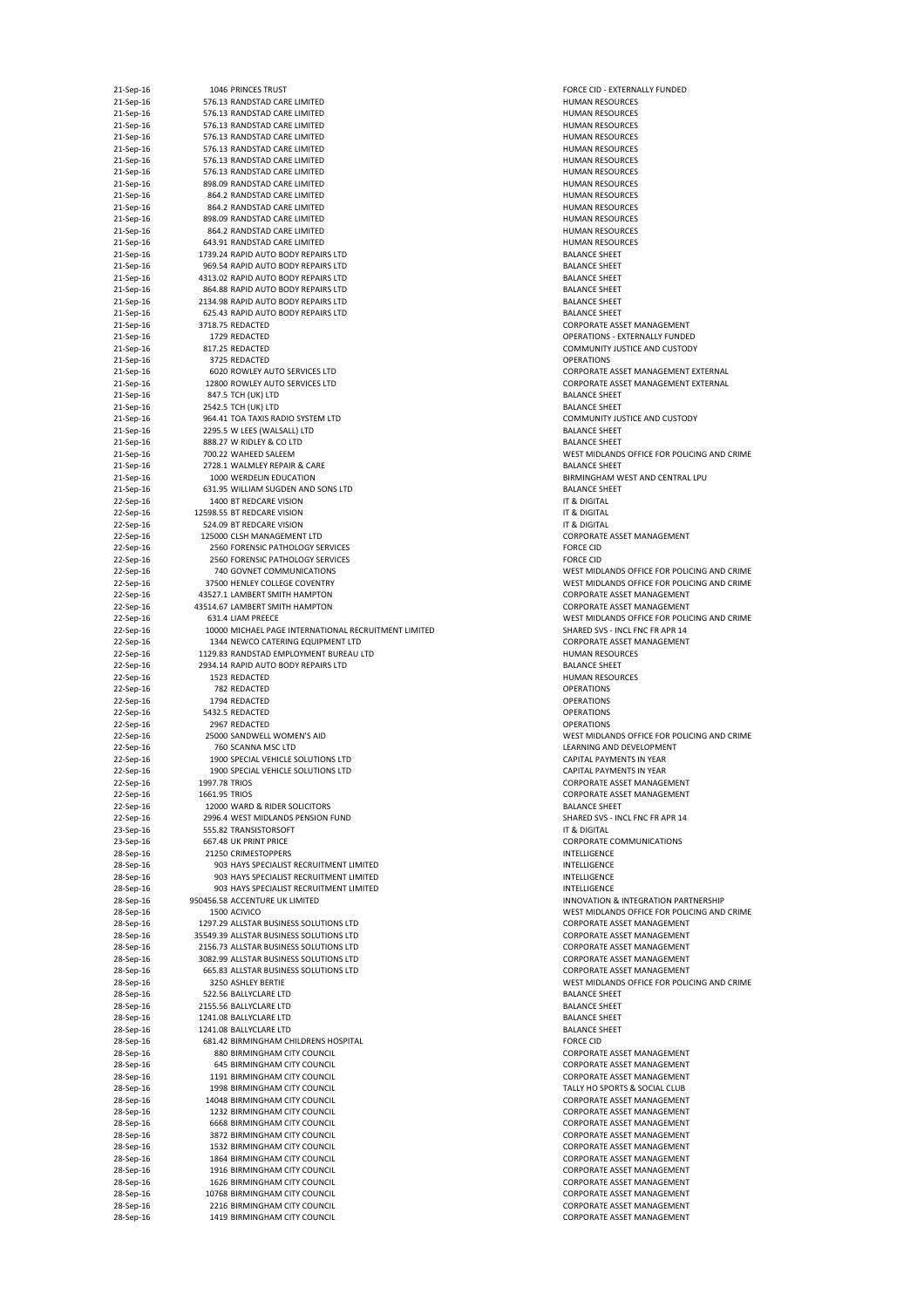| | | | |
|---|---|---|---|
| 21-Sep-16 | 1046 | PRINCES TRUST | FORCE CID - EXTERNALLY FUNDED |
| 21-Sep-16 | 576.13 | RANDSTAD CARE LIMITED | HUMAN RESOURCES |
| 21-Sep-16 | 576.13 | RANDSTAD CARE LIMITED | HUMAN RESOURCES |
| 21-Sep-16 | 576.13 | RANDSTAD CARE LIMITED | HUMAN RESOURCES |
| 21-Sep-16 | 576.13 | RANDSTAD CARE LIMITED | HUMAN RESOURCES |
| 21-Sep-16 | 576.13 | RANDSTAD CARE LIMITED | HUMAN RESOURCES |
| 21-Sep-16 | 576.13 | RANDSTAD CARE LIMITED | HUMAN RESOURCES |
| 21-Sep-16 | 576.13 | RANDSTAD CARE LIMITED | HUMAN RESOURCES |
| 21-Sep-16 | 898.09 | RANDSTAD CARE LIMITED | HUMAN RESOURCES |
| 21-Sep-16 | 864.2 | RANDSTAD CARE LIMITED | HUMAN RESOURCES |
| 21-Sep-16 | 864.2 | RANDSTAD CARE LIMITED | HUMAN RESOURCES |
| 21-Sep-16 | 898.09 | RANDSTAD CARE LIMITED | HUMAN RESOURCES |
| 21-Sep-16 | 864.2 | RANDSTAD CARE LIMITED | HUMAN RESOURCES |
| 21-Sep-16 | 643.91 | RANDSTAD CARE LIMITED | HUMAN RESOURCES |
| 21-Sep-16 | 1739.24 | RAPID AUTO BODY REPAIRS LTD | BALANCE SHEET |
| 21-Sep-16 | 969.54 | RAPID AUTO BODY REPAIRS LTD | BALANCE SHEET |
| 21-Sep-16 | 4313.02 | RAPID AUTO BODY REPAIRS LTD | BALANCE SHEET |
| 21-Sep-16 | 864.88 | RAPID AUTO BODY REPAIRS LTD | BALANCE SHEET |
| 21-Sep-16 | 2134.98 | RAPID AUTO BODY REPAIRS LTD | BALANCE SHEET |
| 21-Sep-16 | 625.43 | RAPID AUTO BODY REPAIRS LTD | BALANCE SHEET |
| 21-Sep-16 | 3718.75 | REDACTED | CORPORATE ASSET MANAGEMENT |
| 21-Sep-16 | 1729 | REDACTED | OPERATIONS - EXTERNALLY FUNDED |
| 21-Sep-16 | 817.25 | REDACTED | COMMUNITY JUSTICE AND CUSTODY |
| 21-Sep-16 | 3725 | REDACTED | OPERATIONS |
| 21-Sep-16 | 6020 | ROWLEY AUTO SERVICES LTD | CORPORATE ASSET MANAGEMENT EXTERNAL |
| 21-Sep-16 | 12800 | ROWLEY AUTO SERVICES LTD | CORPORATE ASSET MANAGEMENT EXTERNAL |
| 21-Sep-16 | 847.5 | TCH (UK) LTD | BALANCE SHEET |
| 21-Sep-16 | 2542.5 | TCH (UK) LTD | BALANCE SHEET |
| 21-Sep-16 | 964.41 | TOA TAXIS RADIO SYSTEM LTD | COMMUNITY JUSTICE AND CUSTODY |
| 21-Sep-16 | 2295.5 | W LEES (WALSALL) LTD | BALANCE SHEET |
| 21-Sep-16 | 888.27 | W RIDLEY & CO LTD | BALANCE SHEET |
| 21-Sep-16 | 700.22 | WAHEED SALEEM | WEST MIDLANDS OFFICE FOR POLICING AND CRIME |
| 21-Sep-16 | 2728.1 | WALMLEY REPAIR & CARE | BALANCE SHEET |
| 21-Sep-16 | 1000 | WERDELIN EDUCATION | BIRMINGHAM WEST AND CENTRAL LPU |
| 21-Sep-16 | 631.95 | WILLIAM SUGDEN AND SONS LTD | BALANCE SHEET |
| 22-Sep-16 | 1400 | BT REDCARE VISION | IT & DIGITAL |
| 22-Sep-16 | 12598.55 | BT REDCARE VISION | IT & DIGITAL |
| 22-Sep-16 | 524.09 | BT REDCARE VISION | IT & DIGITAL |
| 22-Sep-16 | 125000 | CLSH MANAGEMENT LTD | CORPORATE ASSET MANAGEMENT |
| 22-Sep-16 | 2560 | FORENSIC PATHOLOGY SERVICES | FORCE CID |
| 22-Sep-16 | 2560 | FORENSIC PATHOLOGY SERVICES | FORCE CID |
| 22-Sep-16 | 740 | GOVNET COMMUNICATIONS | WEST MIDLANDS OFFICE FOR POLICING AND CRIME |
| 22-Sep-16 | 37500 | HENLEY COLLEGE COVENTRY | WEST MIDLANDS OFFICE FOR POLICING AND CRIME |
| 22-Sep-16 | 43527.1 | LAMBERT SMITH HAMPTON | CORPORATE ASSET MANAGEMENT |
| 22-Sep-16 | 43514.67 | LAMBERT SMITH HAMPTON | CORPORATE ASSET MANAGEMENT |
| 22-Sep-16 | 631.4 | LIAM PREECE | WEST MIDLANDS OFFICE FOR POLICING AND CRIME |
| 22-Sep-16 | 10000 | MICHAEL PAGE INTERNATIONAL RECRUITMENT LIMITED | SHARED SVS - INCL FNC FR APR 14 |
| 22-Sep-16 | 1344 | NEWCO CATERING EQUIPMENT LTD | CORPORATE ASSET MANAGEMENT |
| 22-Sep-16 | 1129.83 | RANDSTAD EMPLOYMENT BUREAU LTD | HUMAN RESOURCES |
| 22-Sep-16 | 2934.14 | RAPID AUTO BODY REPAIRS LTD | BALANCE SHEET |
| 22-Sep-16 | 1523 | REDACTED | HUMAN RESOURCES |
| 22-Sep-16 | 782 | REDACTED | OPERATIONS |
| 22-Sep-16 | 1794 | REDACTED | OPERATIONS |
| 22-Sep-16 | 5432.5 | REDACTED | OPERATIONS |
| 22-Sep-16 | 2967 | REDACTED | OPERATIONS |
| 22-Sep-16 | 25000 | SANDWELL WOMEN'S AID | WEST MIDLANDS OFFICE FOR POLICING AND CRIME |
| 22-Sep-16 | 760 | SCANNA MSC LTD | LEARNING AND DEVELOPMENT |
| 22-Sep-16 | 1900 | SPECIAL VEHICLE SOLUTIONS LTD | CAPITAL PAYMENTS IN YEAR |
| 22-Sep-16 | 1900 | SPECIAL VEHICLE SOLUTIONS LTD | CAPITAL PAYMENTS IN YEAR |
| 22-Sep-16 | 1997.78 | TRIOS | CORPORATE ASSET MANAGEMENT |
| 22-Sep-16 | 1661.95 | TRIOS | CORPORATE ASSET MANAGEMENT |
| 22-Sep-16 | 12000 | WARD & RIDER SOLICITORS | BALANCE SHEET |
| 22-Sep-16 | 2996.4 | WEST MIDLANDS PENSION FUND | SHARED SVS - INCL FNC FR APR 14 |
| 23-Sep-16 | 555.82 | TRANSISTORSOFT | IT & DIGITAL |
| 23-Sep-16 | 667.48 | UK PRINT PRICE | CORPORATE COMMUNICATIONS |
| 28-Sep-16 | 21250 | CRIMESTOPPERS | INTELLIGENCE |
| 28-Sep-16 | 903 | HAYS SPECIALIST RECRUITMENT LIMITED | INTELLIGENCE |
| 28-Sep-16 | 903 | HAYS SPECIALIST RECRUITMENT LIMITED | INTELLIGENCE |
| 28-Sep-16 | 903 | HAYS SPECIALIST RECRUITMENT LIMITED | INTELLIGENCE |
| 28-Sep-16 | 950456.58 | ACCENTURE UK LIMITED | INNOVATION & INTEGRATION PARTNERSHIP |
| 28-Sep-16 | 1500 | ACIVICO | WEST MIDLANDS OFFICE FOR POLICING AND CRIME |
| 28-Sep-16 | 1297.29 | ALLSTAR BUSINESS SOLUTIONS LTD | CORPORATE ASSET MANAGEMENT |
| 28-Sep-16 | 35549.39 | ALLSTAR BUSINESS SOLUTIONS LTD | CORPORATE ASSET MANAGEMENT |
| 28-Sep-16 | 2156.73 | ALLSTAR BUSINESS SOLUTIONS LTD | CORPORATE ASSET MANAGEMENT |
| 28-Sep-16 | 3082.99 | ALLSTAR BUSINESS SOLUTIONS LTD | CORPORATE ASSET MANAGEMENT |
| 28-Sep-16 | 665.83 | ALLSTAR BUSINESS SOLUTIONS LTD | CORPORATE ASSET MANAGEMENT |
| 28-Sep-16 | 3250 | ASHLEY BERTIE | WEST MIDLANDS OFFICE FOR POLICING AND CRIME |
| 28-Sep-16 | 522.56 | BALLYCLARE LTD | BALANCE SHEET |
| 28-Sep-16 | 2155.56 | BALLYCLARE LTD | BALANCE SHEET |
| 28-Sep-16 | 1241.08 | BALLYCLARE LTD | BALANCE SHEET |
| 28-Sep-16 | 1241.08 | BALLYCLARE LTD | BALANCE SHEET |
| 28-Sep-16 | 681.42 | BIRMINGHAM CHILDRENS HOSPITAL | FORCE CID |
| 28-Sep-16 | 880 | BIRMINGHAM CITY COUNCIL | CORPORATE ASSET MANAGEMENT |
| 28-Sep-16 | 645 | BIRMINGHAM CITY COUNCIL | CORPORATE ASSET MANAGEMENT |
| 28-Sep-16 | 1191 | BIRMINGHAM CITY COUNCIL | CORPORATE ASSET MANAGEMENT |
| 28-Sep-16 | 1998 | BIRMINGHAM CITY COUNCIL | TALLY HO SPORTS & SOCIAL CLUB |
| 28-Sep-16 | 14048 | BIRMINGHAM CITY COUNCIL | CORPORATE ASSET MANAGEMENT |
| 28-Sep-16 | 1232 | BIRMINGHAM CITY COUNCIL | CORPORATE ASSET MANAGEMENT |
| 28-Sep-16 | 6668 | BIRMINGHAM CITY COUNCIL | CORPORATE ASSET MANAGEMENT |
| 28-Sep-16 | 3872 | BIRMINGHAM CITY COUNCIL | CORPORATE ASSET MANAGEMENT |
| 28-Sep-16 | 1532 | BIRMINGHAM CITY COUNCIL | CORPORATE ASSET MANAGEMENT |
| 28-Sep-16 | 1864 | BIRMINGHAM CITY COUNCIL | CORPORATE ASSET MANAGEMENT |
| 28-Sep-16 | 1916 | BIRMINGHAM CITY COUNCIL | CORPORATE ASSET MANAGEMENT |
| 28-Sep-16 | 1626 | BIRMINGHAM CITY COUNCIL | CORPORATE ASSET MANAGEMENT |
| 28-Sep-16 | 10768 | BIRMINGHAM CITY COUNCIL | CORPORATE ASSET MANAGEMENT |
| 28-Sep-16 | 2216 | BIRMINGHAM CITY COUNCIL | CORPORATE ASSET MANAGEMENT |
| 28-Sep-16 | 1419 | BIRMINGHAM CITY COUNCIL | CORPORATE ASSET MANAGEMENT |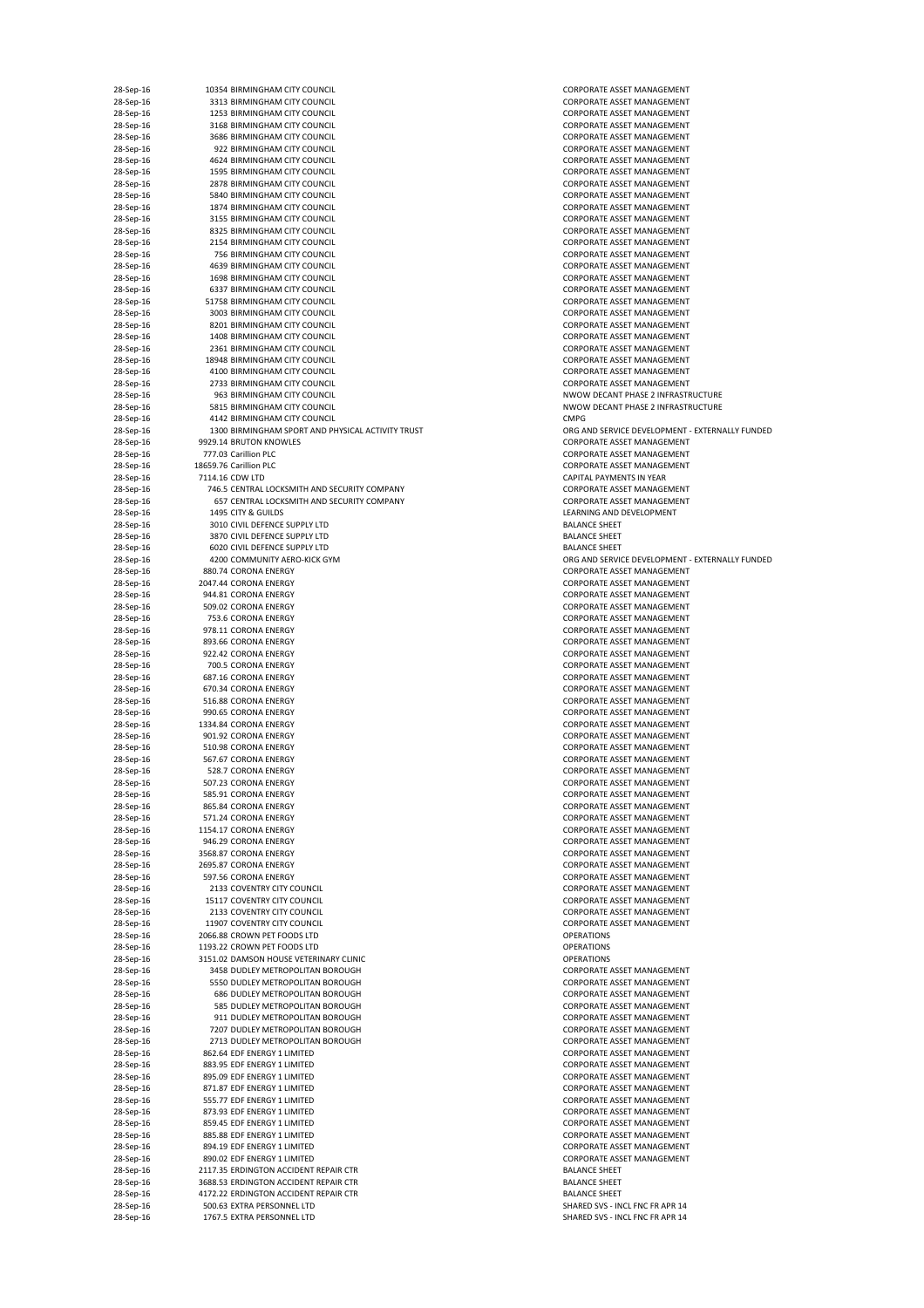| | | | |
|---|---|---|---|
| 28-Sep-16 | 10354 | BIRMINGHAM CITY COUNCIL | CORPORATE ASSET MANAGEMENT |
| 28-Sep-16 | 3313 | BIRMINGHAM CITY COUNCIL | CORPORATE ASSET MANAGEMENT |
| 28-Sep-16 | 1253 | BIRMINGHAM CITY COUNCIL | CORPORATE ASSET MANAGEMENT |
| 28-Sep-16 | 3168 | BIRMINGHAM CITY COUNCIL | CORPORATE ASSET MANAGEMENT |
| 28-Sep-16 | 3686 | BIRMINGHAM CITY COUNCIL | CORPORATE ASSET MANAGEMENT |
| 28-Sep-16 | 922 | BIRMINGHAM CITY COUNCIL | CORPORATE ASSET MANAGEMENT |
| 28-Sep-16 | 4624 | BIRMINGHAM CITY COUNCIL | CORPORATE ASSET MANAGEMENT |
| 28-Sep-16 | 1595 | BIRMINGHAM CITY COUNCIL | CORPORATE ASSET MANAGEMENT |
| 28-Sep-16 | 2878 | BIRMINGHAM CITY COUNCIL | CORPORATE ASSET MANAGEMENT |
| 28-Sep-16 | 5840 | BIRMINGHAM CITY COUNCIL | CORPORATE ASSET MANAGEMENT |
| 28-Sep-16 | 1874 | BIRMINGHAM CITY COUNCIL | CORPORATE ASSET MANAGEMENT |
| 28-Sep-16 | 3155 | BIRMINGHAM CITY COUNCIL | CORPORATE ASSET MANAGEMENT |
| 28-Sep-16 | 8325 | BIRMINGHAM CITY COUNCIL | CORPORATE ASSET MANAGEMENT |
| 28-Sep-16 | 2154 | BIRMINGHAM CITY COUNCIL | CORPORATE ASSET MANAGEMENT |
| 28-Sep-16 | 756 | BIRMINGHAM CITY COUNCIL | CORPORATE ASSET MANAGEMENT |
| 28-Sep-16 | 4639 | BIRMINGHAM CITY COUNCIL | CORPORATE ASSET MANAGEMENT |
| 28-Sep-16 | 1698 | BIRMINGHAM CITY COUNCIL | CORPORATE ASSET MANAGEMENT |
| 28-Sep-16 | 6337 | BIRMINGHAM CITY COUNCIL | CORPORATE ASSET MANAGEMENT |
| 28-Sep-16 | 51758 | BIRMINGHAM CITY COUNCIL | CORPORATE ASSET MANAGEMENT |
| 28-Sep-16 | 3003 | BIRMINGHAM CITY COUNCIL | CORPORATE ASSET MANAGEMENT |
| 28-Sep-16 | 8201 | BIRMINGHAM CITY COUNCIL | CORPORATE ASSET MANAGEMENT |
| 28-Sep-16 | 1408 | BIRMINGHAM CITY COUNCIL | CORPORATE ASSET MANAGEMENT |
| 28-Sep-16 | 2361 | BIRMINGHAM CITY COUNCIL | CORPORATE ASSET MANAGEMENT |
| 28-Sep-16 | 18948 | BIRMINGHAM CITY COUNCIL | CORPORATE ASSET MANAGEMENT |
| 28-Sep-16 | 4100 | BIRMINGHAM CITY COUNCIL | CORPORATE ASSET MANAGEMENT |
| 28-Sep-16 | 2733 | BIRMINGHAM CITY COUNCIL | CORPORATE ASSET MANAGEMENT |
| 28-Sep-16 | 963 | BIRMINGHAM CITY COUNCIL | NWOW DECANT PHASE 2 INFRASTRUCTURE |
| 28-Sep-16 | 5815 | BIRMINGHAM CITY COUNCIL | NWOW DECANT PHASE 2 INFRASTRUCTURE |
| 28-Sep-16 | 4142 | BIRMINGHAM CITY COUNCIL | CMPG |
| 28-Sep-16 | 1300 | BIRMINGHAM SPORT AND PHYSICAL ACTIVITY TRUST | ORG AND SERVICE DEVELOPMENT - EXTERNALLY FUNDED |
| 28-Sep-16 | 9929.14 | BRUTON KNOWLES | CORPORATE ASSET MANAGEMENT |
| 28-Sep-16 | 777.03 | Carillion PLC | CORPORATE ASSET MANAGEMENT |
| 28-Sep-16 | 18659.76 | Carillion PLC | CORPORATE ASSET MANAGEMENT |
| 28-Sep-16 | 7114.16 | CDW LTD | CAPITAL PAYMENTS IN YEAR |
| 28-Sep-16 | 746.5 | CENTRAL LOCKSMITH AND SECURITY COMPANY | CORPORATE ASSET MANAGEMENT |
| 28-Sep-16 | 657 | CENTRAL LOCKSMITH AND SECURITY COMPANY | CORPORATE ASSET MANAGEMENT |
| 28-Sep-16 | 1495 | CITY & GUILDS | LEARNING AND DEVELOPMENT |
| 28-Sep-16 | 3010 | CIVIL DEFENCE SUPPLY LTD | BALANCE SHEET |
| 28-Sep-16 | 3870 | CIVIL DEFENCE SUPPLY LTD | BALANCE SHEET |
| 28-Sep-16 | 6020 | CIVIL DEFENCE SUPPLY LTD | BALANCE SHEET |
| 28-Sep-16 | 4200 | COMMUNITY AERO-KICK GYM | ORG AND SERVICE DEVELOPMENT - EXTERNALLY FUNDED |
| 28-Sep-16 | 880.74 | CORONA ENERGY | CORPORATE ASSET MANAGEMENT |
| 28-Sep-16 | 2047.44 | CORONA ENERGY | CORPORATE ASSET MANAGEMENT |
| 28-Sep-16 | 944.81 | CORONA ENERGY | CORPORATE ASSET MANAGEMENT |
| 28-Sep-16 | 509.02 | CORONA ENERGY | CORPORATE ASSET MANAGEMENT |
| 28-Sep-16 | 753.6 | CORONA ENERGY | CORPORATE ASSET MANAGEMENT |
| 28-Sep-16 | 978.11 | CORONA ENERGY | CORPORATE ASSET MANAGEMENT |
| 28-Sep-16 | 893.66 | CORONA ENERGY | CORPORATE ASSET MANAGEMENT |
| 28-Sep-16 | 922.42 | CORONA ENERGY | CORPORATE ASSET MANAGEMENT |
| 28-Sep-16 | 700.5 | CORONA ENERGY | CORPORATE ASSET MANAGEMENT |
| 28-Sep-16 | 687.16 | CORONA ENERGY | CORPORATE ASSET MANAGEMENT |
| 28-Sep-16 | 670.34 | CORONA ENERGY | CORPORATE ASSET MANAGEMENT |
| 28-Sep-16 | 516.88 | CORONA ENERGY | CORPORATE ASSET MANAGEMENT |
| 28-Sep-16 | 990.65 | CORONA ENERGY | CORPORATE ASSET MANAGEMENT |
| 28-Sep-16 | 1334.84 | CORONA ENERGY | CORPORATE ASSET MANAGEMENT |
| 28-Sep-16 | 901.92 | CORONA ENERGY | CORPORATE ASSET MANAGEMENT |
| 28-Sep-16 | 510.98 | CORONA ENERGY | CORPORATE ASSET MANAGEMENT |
| 28-Sep-16 | 567.67 | CORONA ENERGY | CORPORATE ASSET MANAGEMENT |
| 28-Sep-16 | 528.7 | CORONA ENERGY | CORPORATE ASSET MANAGEMENT |
| 28-Sep-16 | 507.23 | CORONA ENERGY | CORPORATE ASSET MANAGEMENT |
| 28-Sep-16 | 585.91 | CORONA ENERGY | CORPORATE ASSET MANAGEMENT |
| 28-Sep-16 | 865.84 | CORONA ENERGY | CORPORATE ASSET MANAGEMENT |
| 28-Sep-16 | 571.24 | CORONA ENERGY | CORPORATE ASSET MANAGEMENT |
| 28-Sep-16 | 1154.17 | CORONA ENERGY | CORPORATE ASSET MANAGEMENT |
| 28-Sep-16 | 946.29 | CORONA ENERGY | CORPORATE ASSET MANAGEMENT |
| 28-Sep-16 | 3568.87 | CORONA ENERGY | CORPORATE ASSET MANAGEMENT |
| 28-Sep-16 | 2695.87 | CORONA ENERGY | CORPORATE ASSET MANAGEMENT |
| 28-Sep-16 | 597.56 | CORONA ENERGY | CORPORATE ASSET MANAGEMENT |
| 28-Sep-16 | 2133 | COVENTRY CITY COUNCIL | CORPORATE ASSET MANAGEMENT |
| 28-Sep-16 | 15117 | COVENTRY CITY COUNCIL | CORPORATE ASSET MANAGEMENT |
| 28-Sep-16 | 2133 | COVENTRY CITY COUNCIL | CORPORATE ASSET MANAGEMENT |
| 28-Sep-16 | 11907 | COVENTRY CITY COUNCIL | CORPORATE ASSET MANAGEMENT |
| 28-Sep-16 | 2066.88 | CROWN PET FOODS LTD | OPERATIONS |
| 28-Sep-16 | 1193.22 | CROWN PET FOODS LTD | OPERATIONS |
| 28-Sep-16 | 3151.02 | DAMSON HOUSE VETERINARY CLINIC | OPERATIONS |
| 28-Sep-16 | 3458 | DUDLEY METROPOLITAN BOROUGH | CORPORATE ASSET MANAGEMENT |
| 28-Sep-16 | 5550 | DUDLEY METROPOLITAN BOROUGH | CORPORATE ASSET MANAGEMENT |
| 28-Sep-16 | 686 | DUDLEY METROPOLITAN BOROUGH | CORPORATE ASSET MANAGEMENT |
| 28-Sep-16 | 585 | DUDLEY METROPOLITAN BOROUGH | CORPORATE ASSET MANAGEMENT |
| 28-Sep-16 | 911 | DUDLEY METROPOLITAN BOROUGH | CORPORATE ASSET MANAGEMENT |
| 28-Sep-16 | 7207 | DUDLEY METROPOLITAN BOROUGH | CORPORATE ASSET MANAGEMENT |
| 28-Sep-16 | 2713 | DUDLEY METROPOLITAN BOROUGH | CORPORATE ASSET MANAGEMENT |
| 28-Sep-16 | 862.64 | EDF ENERGY 1 LIMITED | CORPORATE ASSET MANAGEMENT |
| 28-Sep-16 | 883.95 | EDF ENERGY 1 LIMITED | CORPORATE ASSET MANAGEMENT |
| 28-Sep-16 | 895.09 | EDF ENERGY 1 LIMITED | CORPORATE ASSET MANAGEMENT |
| 28-Sep-16 | 871.87 | EDF ENERGY 1 LIMITED | CORPORATE ASSET MANAGEMENT |
| 28-Sep-16 | 555.77 | EDF ENERGY 1 LIMITED | CORPORATE ASSET MANAGEMENT |
| 28-Sep-16 | 873.93 | EDF ENERGY 1 LIMITED | CORPORATE ASSET MANAGEMENT |
| 28-Sep-16 | 859.45 | EDF ENERGY 1 LIMITED | CORPORATE ASSET MANAGEMENT |
| 28-Sep-16 | 885.88 | EDF ENERGY 1 LIMITED | CORPORATE ASSET MANAGEMENT |
| 28-Sep-16 | 894.19 | EDF ENERGY 1 LIMITED | CORPORATE ASSET MANAGEMENT |
| 28-Sep-16 | 890.02 | EDF ENERGY 1 LIMITED | CORPORATE ASSET MANAGEMENT |
| 28-Sep-16 | 2117.35 | ERDINGTON ACCIDENT REPAIR CTR | BALANCE SHEET |
| 28-Sep-16 | 3688.53 | ERDINGTON ACCIDENT REPAIR CTR | BALANCE SHEET |
| 28-Sep-16 | 4172.22 | ERDINGTON ACCIDENT REPAIR CTR | BALANCE SHEET |
| 28-Sep-16 | 500.63 | EXTRA PERSONNEL LTD | SHARED SVS - INCL FNC FR APR 14 |
| 28-Sep-16 | 1767.5 | EXTRA PERSONNEL LTD | SHARED SVS - INCL FNC FR APR 14 |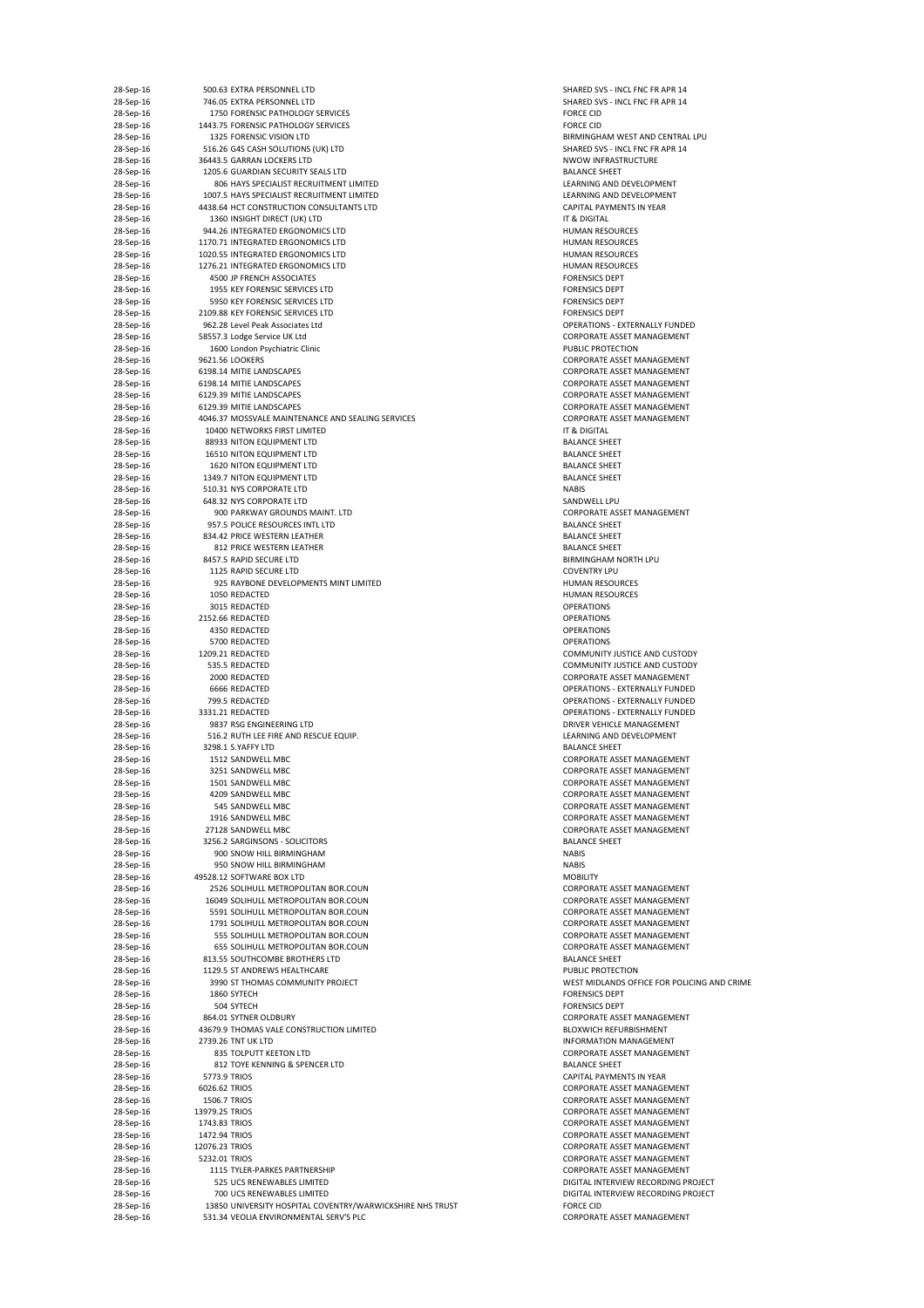| | | | |
|---|---|---|---|
| 28-Sep-16 | 500.63 | EXTRA PERSONNEL LTD | SHARED SVS - INCL FNC FR APR 14 |
| 28-Sep-16 | 746.05 | EXTRA PERSONNEL LTD | SHARED SVS - INCL FNC FR APR 14 |
| 28-Sep-16 | 1750 | FORENSIC PATHOLOGY SERVICES | FORCE CID |
| 28-Sep-16 | 1443.75 | FORENSIC PATHOLOGY SERVICES | FORCE CID |
| 28-Sep-16 | 1325 | FORENSIC VISION LTD | BIRMINGHAM WEST AND CENTRAL LPU |
| 28-Sep-16 | 516.26 | G4S CASH SOLUTIONS (UK) LTD | SHARED SVS - INCL FNC FR APR 14 |
| 28-Sep-16 | 36443.5 | GARRAN LOCKERS LTD | NWOW INFRASTRUCTURE |
| 28-Sep-16 | 1205.6 | GUARDIAN SECURITY SEALS LTD | BALANCE SHEET |
| 28-Sep-16 | 806 | HAYS SPECIALIST RECRUITMENT LIMITED | LEARNING AND DEVELOPMENT |
| 28-Sep-16 | 1007.5 | HAYS SPECIALIST RECRUITMENT LIMITED | LEARNING AND DEVELOPMENT |
| 28-Sep-16 | 4438.64 | HCT CONSTRUCTION CONSULTANTS LTD | CAPITAL PAYMENTS IN YEAR |
| 28-Sep-16 | 1360 | INSIGHT DIRECT (UK) LTD | IT & DIGITAL |
| 28-Sep-16 | 944.26 | INTEGRATED ERGONOMICS LTD | HUMAN RESOURCES |
| 28-Sep-16 | 1170.71 | INTEGRATED ERGONOMICS LTD | HUMAN RESOURCES |
| 28-Sep-16 | 1020.55 | INTEGRATED ERGONOMICS LTD | HUMAN RESOURCES |
| 28-Sep-16 | 1276.21 | INTEGRATED ERGONOMICS LTD | HUMAN RESOURCES |
| 28-Sep-16 | 4500 | JP FRENCH ASSOCIATES | FORENSICS DEPT |
| 28-Sep-16 | 1955 | KEY FORENSIC SERVICES LTD | FORENSICS DEPT |
| 28-Sep-16 | 5950 | KEY FORENSIC SERVICES LTD | FORENSICS DEPT |
| 28-Sep-16 | 2109.88 | KEY FORENSIC SERVICES LTD | FORENSICS DEPT |
| 28-Sep-16 | 962.28 | Level Peak Associates Ltd | OPERATIONS - EXTERNALLY FUNDED |
| 28-Sep-16 | 58557.3 | Lodge Service UK Ltd | CORPORATE ASSET MANAGEMENT |
| 28-Sep-16 | 1600 | London Psychiatric Clinic | PUBLIC PROTECTION |
| 28-Sep-16 | 9621.56 | LOOKERS | CORPORATE ASSET MANAGEMENT |
| 28-Sep-16 | 6198.14 | MITIE LANDSCAPES | CORPORATE ASSET MANAGEMENT |
| 28-Sep-16 | 6198.14 | MITIE LANDSCAPES | CORPORATE ASSET MANAGEMENT |
| 28-Sep-16 | 6129.39 | MITIE LANDSCAPES | CORPORATE ASSET MANAGEMENT |
| 28-Sep-16 | 6129.39 | MITIE LANDSCAPES | CORPORATE ASSET MANAGEMENT |
| 28-Sep-16 | 4046.37 | MOSSVALE MAINTENANCE AND SEALING SERVICES | CORPORATE ASSET MANAGEMENT |
| 28-Sep-16 | 10400 | NETWORKS FIRST LIMITED | IT & DIGITAL |
| 28-Sep-16 | 88933 | NITON EQUIPMENT LTD | BALANCE SHEET |
| 28-Sep-16 | 16510 | NITON EQUIPMENT LTD | BALANCE SHEET |
| 28-Sep-16 | 1620 | NITON EQUIPMENT LTD | BALANCE SHEET |
| 28-Sep-16 | 1349.7 | NITON EQUIPMENT LTD | BALANCE SHEET |
| 28-Sep-16 | 510.31 | NYS CORPORATE LTD | NABIS |
| 28-Sep-16 | 648.32 | NYS CORPORATE LTD | SANDWELL LPU |
| 28-Sep-16 | 900 | PARKWAY GROUNDS MAINT. LTD | CORPORATE ASSET MANAGEMENT |
| 28-Sep-16 | 957.5 | POLICE RESOURCES INTL LTD | BALANCE SHEET |
| 28-Sep-16 | 834.42 | PRICE WESTERN LEATHER | BALANCE SHEET |
| 28-Sep-16 | 812 | PRICE WESTERN LEATHER | BALANCE SHEET |
| 28-Sep-16 | 8457.5 | RAPID SECURE LTD | BIRMINGHAM NORTH LPU |
| 28-Sep-16 | 1125 | RAPID SECURE LTD | COVENTRY LPU |
| 28-Sep-16 | 925 | RAYBONE DEVELOPMENTS MINT LIMITED | HUMAN RESOURCES |
| 28-Sep-16 | 1050 | REDACTED | HUMAN RESOURCES |
| 28-Sep-16 | 3015 | REDACTED | OPERATIONS |
| 28-Sep-16 | 2152.66 | REDACTED | OPERATIONS |
| 28-Sep-16 | 4350 | REDACTED | OPERATIONS |
| 28-Sep-16 | 5700 | REDACTED | OPERATIONS |
| 28-Sep-16 | 1209.21 | REDACTED | COMMUNITY JUSTICE AND CUSTODY |
| 28-Sep-16 | 535.5 | REDACTED | COMMUNITY JUSTICE AND CUSTODY |
| 28-Sep-16 | 2000 | REDACTED | CORPORATE ASSET MANAGEMENT |
| 28-Sep-16 | 6666 | REDACTED | OPERATIONS - EXTERNALLY FUNDED |
| 28-Sep-16 | 799.5 | REDACTED | OPERATIONS - EXTERNALLY FUNDED |
| 28-Sep-16 | 3331.21 | REDACTED | OPERATIONS - EXTERNALLY FUNDED |
| 28-Sep-16 | 9837 | RSG ENGINEERING LTD | DRIVER VEHICLE MANAGEMENT |
| 28-Sep-16 | 516.2 | RUTH LEE FIRE AND RESCUE EQUIP. | LEARNING AND DEVELOPMENT |
| 28-Sep-16 | 3298.1 | S.YAFFY LTD | BALANCE SHEET |
| 28-Sep-16 | 1512 | SANDWELL MBC | CORPORATE ASSET MANAGEMENT |
| 28-Sep-16 | 3251 | SANDWELL MBC | CORPORATE ASSET MANAGEMENT |
| 28-Sep-16 | 1501 | SANDWELL MBC | CORPORATE ASSET MANAGEMENT |
| 28-Sep-16 | 4209 | SANDWELL MBC | CORPORATE ASSET MANAGEMENT |
| 28-Sep-16 | 545 | SANDWELL MBC | CORPORATE ASSET MANAGEMENT |
| 28-Sep-16 | 1916 | SANDWELL MBC | CORPORATE ASSET MANAGEMENT |
| 28-Sep-16 | 27128 | SANDWELL MBC | CORPORATE ASSET MANAGEMENT |
| 28-Sep-16 | 3256.2 | SARGINSONS - SOLICITORS | BALANCE SHEET |
| 28-Sep-16 | 900 | SNOW HILL BIRMINGHAM | NABIS |
| 28-Sep-16 | 950 | SNOW HILL BIRMINGHAM | NABIS |
| 28-Sep-16 | 49528.12 | SOFTWARE BOX LTD | MOBILITY |
| 28-Sep-16 | 2526 | SOLIHULL METROPOLITAN BOR.COUN | CORPORATE ASSET MANAGEMENT |
| 28-Sep-16 | 16049 | SOLIHULL METROPOLITAN BOR.COUN | CORPORATE ASSET MANAGEMENT |
| 28-Sep-16 | 5591 | SOLIHULL METROPOLITAN BOR.COUN | CORPORATE ASSET MANAGEMENT |
| 28-Sep-16 | 1791 | SOLIHULL METROPOLITAN BOR.COUN | CORPORATE ASSET MANAGEMENT |
| 28-Sep-16 | 555 | SOLIHULL METROPOLITAN BOR.COUN | CORPORATE ASSET MANAGEMENT |
| 28-Sep-16 | 655 | SOLIHULL METROPOLITAN BOR.COUN | CORPORATE ASSET MANAGEMENT |
| 28-Sep-16 | 813.55 | SOUTHCOMBE BROTHERS LTD | BALANCE SHEET |
| 28-Sep-16 | 1129.5 | ST ANDREWS HEALTHCARE | PUBLIC PROTECTION |
| 28-Sep-16 | 3990 | ST THOMAS COMMUNITY PROJECT | WEST MIDLANDS OFFICE FOR POLICING AND CRIME |
| 28-Sep-16 | 1860 | SYTECH | FORENSICS DEPT |
| 28-Sep-16 | 504 | SYTECH | FORENSICS DEPT |
| 28-Sep-16 | 864.01 | SYTNER OLDBURY | CORPORATE ASSET MANAGEMENT |
| 28-Sep-16 | 43679.9 | THOMAS VALE CONSTRUCTION LIMITED | BLOXWICH REFURBISHMENT |
| 28-Sep-16 | 2739.26 | TNT UK LTD | INFORMATION MANAGEMENT |
| 28-Sep-16 | 835 | TOLPUTT KEETON LTD | CORPORATE ASSET MANAGEMENT |
| 28-Sep-16 | 812 | TOYE KENNING & SPENCER LTD | BALANCE SHEET |
| 28-Sep-16 | 5773.9 | TRIOS | CAPITAL PAYMENTS IN YEAR |
| 28-Sep-16 | 6026.62 | TRIOS | CORPORATE ASSET MANAGEMENT |
| 28-Sep-16 | 1506.7 | TRIOS | CORPORATE ASSET MANAGEMENT |
| 28-Sep-16 | 13979.25 | TRIOS | CORPORATE ASSET MANAGEMENT |
| 28-Sep-16 | 1743.83 | TRIOS | CORPORATE ASSET MANAGEMENT |
| 28-Sep-16 | 1472.94 | TRIOS | CORPORATE ASSET MANAGEMENT |
| 28-Sep-16 | 12076.23 | TRIOS | CORPORATE ASSET MANAGEMENT |
| 28-Sep-16 | 5232.01 | TRIOS | CORPORATE ASSET MANAGEMENT |
| 28-Sep-16 | 1115 | TYLER-PARKES PARTNERSHIP | CORPORATE ASSET MANAGEMENT |
| 28-Sep-16 | 525 | UCS RENEWABLES LIMITED | DIGITAL INTERVIEW RECORDING PROJECT |
| 28-Sep-16 | 700 | UCS RENEWABLES LIMITED | DIGITAL INTERVIEW RECORDING PROJECT |
| 28-Sep-16 | 13850 | UNIVERSITY HOSPITAL COVENTRY/WARWICKSHIRE NHS TRUST | FORCE CID |
| 28-Sep-16 | 531.34 | VEOLIA ENVIRONMENTAL SERV'S PLC | CORPORATE ASSET MANAGEMENT |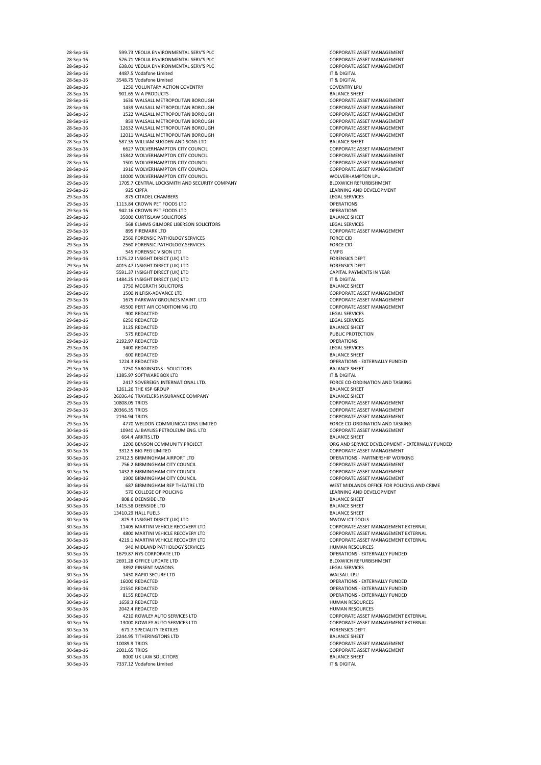| | | | |
|---|---|---|---|
| 28-Sep-16 | 599.73 | VEOLIA ENVIRONMENTAL SERV'S PLC | CORPORATE ASSET MANAGEMENT |
| 28-Sep-16 | 576.71 | VEOLIA ENVIRONMENTAL SERV'S PLC | CORPORATE ASSET MANAGEMENT |
| 28-Sep-16 | 638.01 | VEOLIA ENVIRONMENTAL SERV'S PLC | CORPORATE ASSET MANAGEMENT |
| 28-Sep-16 | 4487.5 | Vodafone Limited | IT & DIGITAL |
| 28-Sep-16 | 3548.75 | Vodafone Limited | IT & DIGITAL |
| 28-Sep-16 | 1250 | VOLUNTARY ACTION COVENTRY | COVENTRY LPU |
| 28-Sep-16 | 901.65 | W A PRODUCTS | BALANCE SHEET |
| 28-Sep-16 | 1636 | WALSALL METROPOLITAN BOROUGH | CORPORATE ASSET MANAGEMENT |
| 28-Sep-16 | 1439 | WALSALL METROPOLITAN BOROUGH | CORPORATE ASSET MANAGEMENT |
| 28-Sep-16 | 1522 | WALSALL METROPOLITAN BOROUGH | CORPORATE ASSET MANAGEMENT |
| 28-Sep-16 | 859 | WALSALL METROPOLITAN BOROUGH | CORPORATE ASSET MANAGEMENT |
| 28-Sep-16 | 12632 | WALSALL METROPOLITAN BOROUGH | CORPORATE ASSET MANAGEMENT |
| 28-Sep-16 | 12011 | WALSALL METROPOLITAN BOROUGH | CORPORATE ASSET MANAGEMENT |
| 28-Sep-16 | 587.35 | WILLIAM SUGDEN AND SONS LTD | BALANCE SHEET |
| 28-Sep-16 | 6627 | WOLVERHAMPTON CITY COUNCIL | CORPORATE ASSET MANAGEMENT |
| 28-Sep-16 | 15842 | WOLVERHAMPTON CITY COUNCIL | CORPORATE ASSET MANAGEMENT |
| 28-Sep-16 | 1501 | WOLVERHAMPTON CITY COUNCIL | CORPORATE ASSET MANAGEMENT |
| 28-Sep-16 | 1916 | WOLVERHAMPTON CITY COUNCIL | CORPORATE ASSET MANAGEMENT |
| 28-Sep-16 | 10000 | WOLVERHAMPTON CITY COUNCIL | WOLVERHAMPTON LPU |
| 29-Sep-16 | 1705.7 | CENTRAL LOCKSMITH AND SECURITY COMPANY | BLOXWICH REFURBISHMENT |
| 29-Sep-16 | 925 | CIPFA | LEARNING AND DEVELOPMENT |
| 29-Sep-16 | 875 | CITADEL CHAMBERS | LEGAL SERVICES |
| 29-Sep-16 | 1113.84 | CROWN PET FOODS LTD | OPERATIONS |
| 29-Sep-16 | 942.16 | CROWN PET FOODS LTD | OPERATIONS |
| 29-Sep-16 | 35000 | CURTISLAW SOLICITORS | BALANCE SHEET |
| 29-Sep-16 | 568 | ELMMS GILMORE LIBERSON SOLICITORS | LEGAL SERVICES |
| 29-Sep-16 | 895 | FIREMARK LTD | CORPORATE ASSET MANAGEMENT |
| 29-Sep-16 | 2560 | FORENSIC PATHOLOGY SERVICES | FORCE CID |
| 29-Sep-16 | 2560 | FORENSIC PATHOLOGY SERVICES | FORCE CID |
| 29-Sep-16 | 545 | FORENSIC VISION LTD | CMPG |
| 29-Sep-16 | 1175.22 | INSIGHT DIRECT (UK) LTD | FORENSICS DEPT |
| 29-Sep-16 | 4015.47 | INSIGHT DIRECT (UK) LTD | FORENSICS DEPT |
| 29-Sep-16 | 5591.37 | INSIGHT DIRECT (UK) LTD | CAPITAL PAYMENTS IN YEAR |
| 29-Sep-16 | 1484.25 | INSIGHT DIRECT (UK) LTD | IT & DIGITAL |
| 29-Sep-16 | 1750 | MCGRATH SOLICITORS | BALANCE SHEET |
| 29-Sep-16 | 1500 | NILFISK-ADVANCE LTD | CORPORATE ASSET MANAGEMENT |
| 29-Sep-16 | 1675 | PARKWAY GROUNDS MAINT. LTD | CORPORATE ASSET MANAGEMENT |
| 29-Sep-16 | 45500 | PERT AIR CONDITIONING LTD | CORPORATE ASSET MANAGEMENT |
| 29-Sep-16 | 900 | REDACTED | LEGAL SERVICES |
| 29-Sep-16 | 6250 | REDACTED | LEGAL SERVICES |
| 29-Sep-16 | 3125 | REDACTED | BALANCE SHEET |
| 29-Sep-16 | 575 | REDACTED | PUBLIC PROTECTION |
| 29-Sep-16 | 2192.97 | REDACTED | OPERATIONS |
| 29-Sep-16 | 3400 | REDACTED | LEGAL SERVICES |
| 29-Sep-16 | 600 | REDACTED | BALANCE SHEET |
| 29-Sep-16 | 1224.3 | REDACTED | OPERATIONS - EXTERNALLY FUNDED |
| 29-Sep-16 | 1250 | SARGINSONS - SOLICITORS | BALANCE SHEET |
| 29-Sep-16 | 1385.97 | SOFTWARE BOX LTD | IT & DIGITAL |
| 29-Sep-16 | 2417 | SOVEREIGN INTERNATIONAL LTD. | FORCE CO-ORDINATION AND TASKING |
| 29-Sep-16 | 1261.26 | THE KSP GROUP | BALANCE SHEET |
| 29-Sep-16 | 26036.46 | TRAVELERS INSURANCE COMPANY | BALANCE SHEET |
| 29-Sep-16 | 10808.05 | TRIOS | CORPORATE ASSET MANAGEMENT |
| 29-Sep-16 | 20366.35 | TRIOS | CORPORATE ASSET MANAGEMENT |
| 29-Sep-16 | 2194.94 | TRIOS | CORPORATE ASSET MANAGEMENT |
| 29-Sep-16 | 4770 | WELDON COMMUNICATIONS LIMITED | FORCE CO-ORDINATION AND TASKING |
| 30-Sep-16 | 10940 | AJ BAYLISS PETROLEUM ENG. LTD | CORPORATE ASSET MANAGEMENT |
| 30-Sep-16 | 664.4 | ARKTIS LTD | BALANCE SHEET |
| 30-Sep-16 | 1200 | BENSON COMMUNITY PROJECT | ORG AND SERVICE DEVELOPMENT - EXTERNALLY FUNDED |
| 30-Sep-16 | 3312.5 | BIG PEG LIMITED | CORPORATE ASSET MANAGEMENT |
| 30-Sep-16 | 27412.5 | BIRMINGHAM AIRPORT LTD | OPERATIONS - PARTNERSHIP WORKING |
| 30-Sep-16 | 756.2 | BIRMINGHAM CITY COUNCIL | CORPORATE ASSET MANAGEMENT |
| 30-Sep-16 | 1432.8 | BIRMINGHAM CITY COUNCIL | CORPORATE ASSET MANAGEMENT |
| 30-Sep-16 | 1900 | BIRMINGHAM CITY COUNCIL | CORPORATE ASSET MANAGEMENT |
| 30-Sep-16 | 687 | BIRMINGHAM REP THEATRE LTD | WEST MIDLANDS OFFICE FOR POLICING AND CRIME |
| 30-Sep-16 | 570 | COLLEGE OF POLICING | LEARNING AND DEVELOPMENT |
| 30-Sep-16 | 808.6 | DEENSIDE LTD | BALANCE SHEET |
| 30-Sep-16 | 1415.58 | DEENSIDE LTD | BALANCE SHEET |
| 30-Sep-16 | 13410.29 | HALL FUELS | BALANCE SHEET |
| 30-Sep-16 | 825.3 | INSIGHT DIRECT (UK) LTD | NWOW ICT TOOLS |
| 30-Sep-16 | 11405 | MARTINI VEHICLE RECOVERY LTD | CORPORATE ASSET MANAGEMENT EXTERNAL |
| 30-Sep-16 | 4800 | MARTINI VEHICLE RECOVERY LTD | CORPORATE ASSET MANAGEMENT EXTERNAL |
| 30-Sep-16 | 4219.1 | MARTINI VEHICLE RECOVERY LTD | CORPORATE ASSET MANAGEMENT EXTERNAL |
| 30-Sep-16 | 940 | MIDLAND PATHOLOGY SERVICES | HUMAN RESOURCES |
| 30-Sep-16 | 1679.87 | NYS CORPORATE LTD | OPERATIONS - EXTERNALLY FUNDED |
| 30-Sep-16 | 2691.28 | OFFICE UPDATE LTD | BLOXWICH REFURBISHMENT |
| 30-Sep-16 | 3892 | PINSENT MASONS | LEGAL SERVICES |
| 30-Sep-16 | 1430 | RAPID SECURE LTD | WALSALL LPU |
| 30-Sep-16 | 16000 | REDACTED | OPERATIONS - EXTERNALLY FUNDED |
| 30-Sep-16 | 21550 | REDACTED | OPERATIONS - EXTERNALLY FUNDED |
| 30-Sep-16 | 8155 | REDACTED | OPERATIONS - EXTERNALLY FUNDED |
| 30-Sep-16 | 1659.3 | REDACTED | HUMAN RESOURCES |
| 30-Sep-16 | 2042.4 | REDACTED | HUMAN RESOURCES |
| 30-Sep-16 | 4210 | ROWLEY AUTO SERVICES LTD | CORPORATE ASSET MANAGEMENT EXTERNAL |
| 30-Sep-16 | 13000 | ROWLEY AUTO SERVICES LTD | CORPORATE ASSET MANAGEMENT EXTERNAL |
| 30-Sep-16 | 671.7 | SPECIALITY TEXTILES | FORENSICS DEPT |
| 30-Sep-16 | 2244.95 | TITHERINGTONS LTD | BALANCE SHEET |
| 30-Sep-16 | 10089.9 | TRIOS | CORPORATE ASSET MANAGEMENT |
| 30-Sep-16 | 2001.65 | TRIOS | CORPORATE ASSET MANAGEMENT |
| 30-Sep-16 | 8000 | UK LAW SOLICITORS | BALANCE SHEET |
| 30-Sep-16 | 7337.12 | Vodafone Limited | IT & DIGITAL |